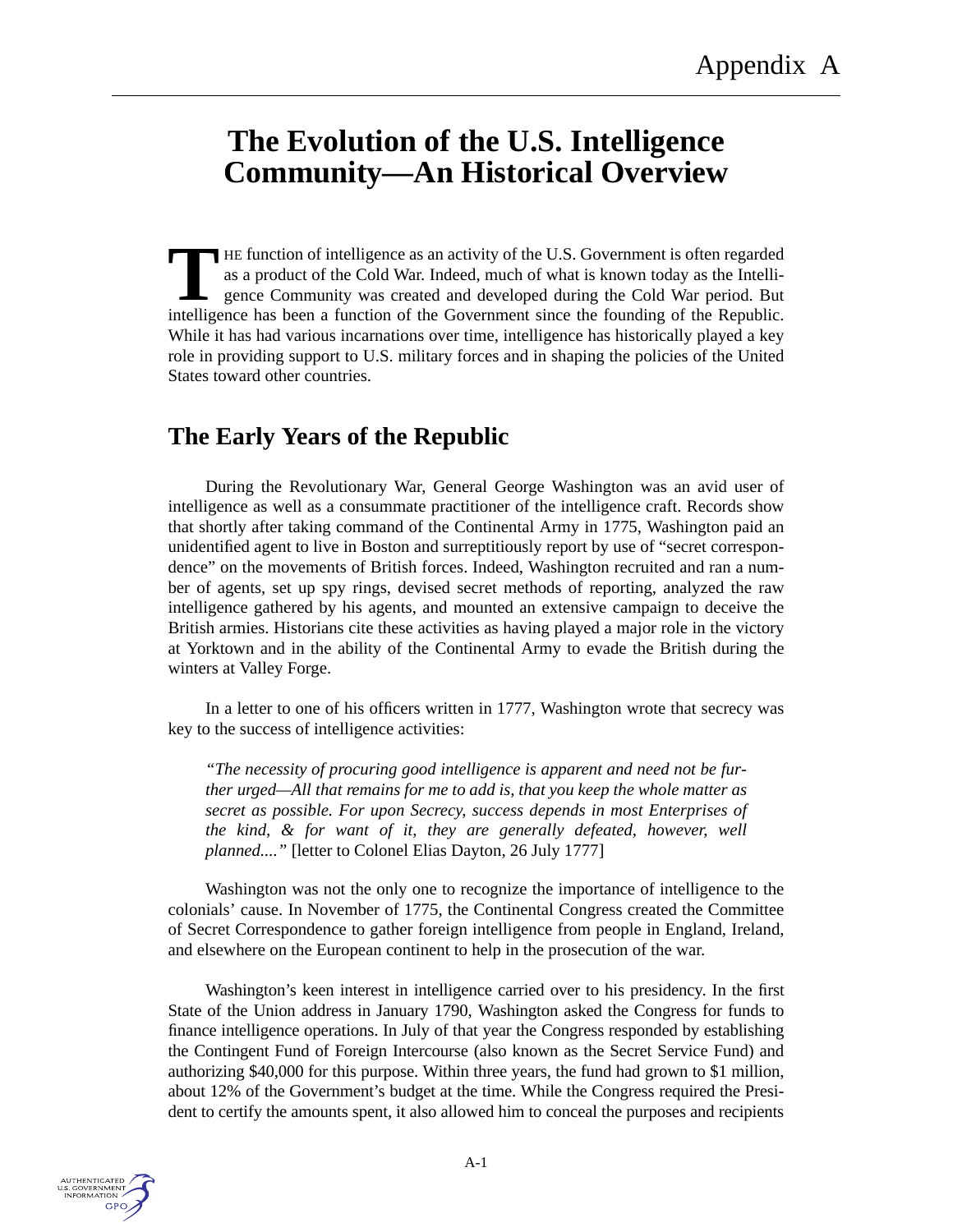# The Evolution of the U.S. Intelligence Community—An Historical Overview

THE function of intelligence as an activity of the U.S. Government is often regarded as a product of the Cold War. Indeed, much of what is known today as the Intelligence Community was created and developed during the Cold War period. But intelligence has been a function of the Government since the founding of the Republic. While it has had various incarnations over time, intelligence has historically played a key role in providing support to U.S. military forces and in shaping the policies of the United States toward other countries.

## The Early Years of the Republic

During the Revolutionary War, General George Washington was an avid user of intelligence as well as a consummate practitioner of the intelligence craft. Records show that shortly after taking command of the Continental Army in 1775, Washington paid an unidentified agent to live in Boston and surreptitiously report by use of "secret correspondence" on the movements of British forces. Indeed, Washington recruited and ran a number of agents, set up spy rings, devised secret methods of reporting, analyzed the raw intelligence gathered by his agents, and mounted an extensive campaign to deceive the British armies. Historians cite these activities as having played a major role in the victory at Yorktown and in the ability of the Continental Army to evade the British during the winters at Valley Forge.

In a letter to one of his officers written in 1777, Washington wrote that secrecy was key to the success of intelligence activities:

> *"The necessity of procuring good intelligence is apparent and need not be further urged—All that remains for me to add is, that you keep the whole matter as secret as possible. For upon Secrecy, success depends in most Enterprises of the kind, & for want of it, they are generally defeated, however, well planned...."* [letter to Colonel Elias Dayton, 26 July 1777]

Washington was not the only one to recognize the importance of intelligence to the colonials' cause. In November of 1775, the Continental Congress created the Committee of Secret Correspondence to gather foreign intelligence from people in England, Ireland, and elsewhere on the European continent to help in the prosecution of the war.

Washington's keen interest in intelligence carried over to his presidency. In the first State of the Union address in January 1790, Washington asked the Congress for funds to finance intelligence operations. In July of that year the Congress responded by establishing the Contingent Fund of Foreign Intercourse (also known as the Secret Service Fund) and authorizing $40,000 for this purpose. Within three years, the fund had grown to $1 million, about 12% of the Government's budget at the time. While the Congress required the President to certify the amounts spent, it also allowed him to conceal the purposes and recipients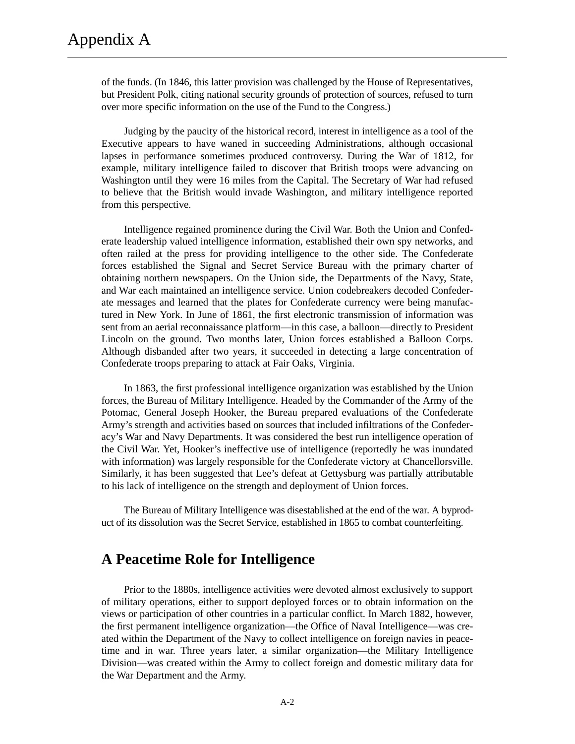of the funds. (In 1846, this latter provision was challenged by the House of Representatives, but President Polk, citing national security grounds of protection of sources, refused to turn over more specific information on the use of the Fund to the Congress.)

Judging by the paucity of the historical record, interest in intelligence as a tool of the Executive appears to have waned in succeeding Administrations, although occasional lapses in performance sometimes produced controversy. During the War of 1812, for example, military intelligence failed to discover that British troops were advancing on Washington until they were 16 miles from the Capital. The Secretary of War had refused to believe that the British would invade Washington, and military intelligence reported from this perspective.

Intelligence regained prominence during the Civil War. Both the Union and Confederate leadership valued intelligence information, established their own spy networks, and often railed at the press for providing intelligence to the other side. The Confederate forces established the Signal and Secret Service Bureau with the primary charter of obtaining northern newspapers. On the Union side, the Departments of the Navy, State, and War each maintained an intelligence service. Union codebreakers decoded Confederate messages and learned that the plates for Confederate currency were being manufactured in New York. In June of 1861, the first electronic transmission of information was sent from an aerial reconnaissance platform—in this case, a balloon—directly to President Lincoln on the ground. Two months later, Union forces established a Balloon Corps. Although disbanded after two years, it succeeded in detecting a large concentration of Confederate troops preparing to attack at Fair Oaks, Virginia.

In 1863, the first professional intelligence organization was established by the Union forces, the Bureau of Military Intelligence. Headed by the Commander of the Army of the Potomac, General Joseph Hooker, the Bureau prepared evaluations of the Confederate Army's strength and activities based on sources that included infiltrations of the Confederacy's War and Navy Departments. It was considered the best run intelligence operation of the Civil War. Yet, Hooker's ineffective use of intelligence (reportedly he was inundated with information) was largely responsible for the Confederate victory at Chancellorsville. Similarly, it has been suggested that Lee's defeat at Gettysburg was partially attributable to his lack of intelligence on the strength and deployment of Union forces.

The Bureau of Military Intelligence was disestablished at the end of the war. A byproduct of its dissolution was the Secret Service, established in 1865 to combat counterfeiting.

## A Peacetime Role for Intelligence

Prior to the 1880s, intelligence activities were devoted almost exclusively to support of military operations, either to support deployed forces or to obtain information on the views or participation of other countries in a particular conflict. In March 1882, however, the first permanent intelligence organization—the Office of Naval Intelligence—was created within the Department of the Navy to collect intelligence on foreign navies in peacetime and in war. Three years later, a similar organization—the Military Intelligence Division—was created within the Army to collect foreign and domestic military data for the War Department and the Army.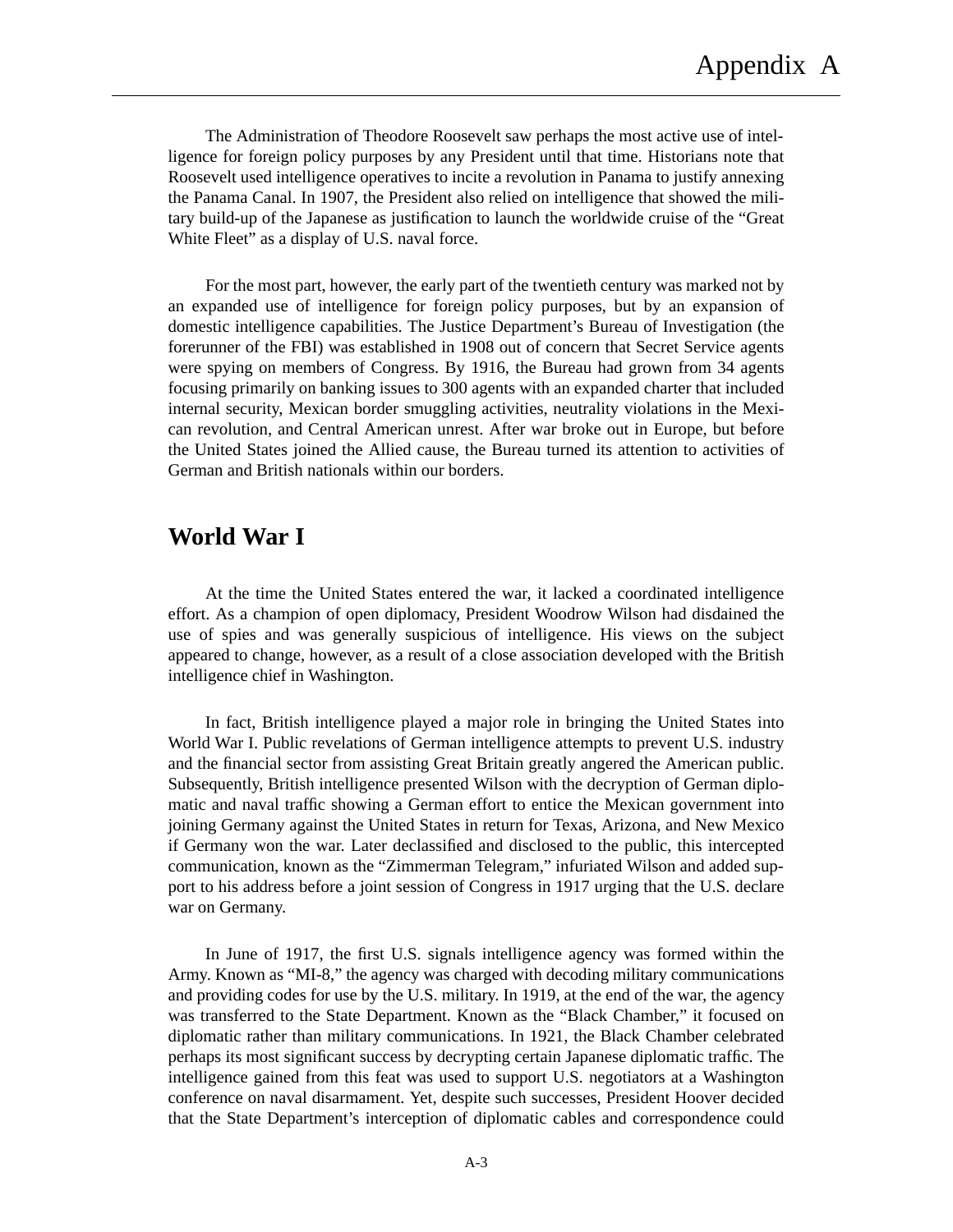The Administration of Theodore Roosevelt saw perhaps the most active use of intelligence for foreign policy purposes by any President until that time. Historians note that Roosevelt used intelligence operatives to incite a revolution in Panama to justify annexing the Panama Canal. In 1907, the President also relied on intelligence that showed the military build-up of the Japanese as justification to launch the worldwide cruise of the "Great White Fleet" as a display of U.S. naval force.

For the most part, however, the early part of the twentieth century was marked not by an expanded use of intelligence for foreign policy purposes, but by an expansion of domestic intelligence capabilities. The Justice Department's Bureau of Investigation (the forerunner of the FBI) was established in 1908 out of concern that Secret Service agents were spying on members of Congress. By 1916, the Bureau had grown from 34 agents focusing primarily on banking issues to 300 agents with an expanded charter that included internal security, Mexican border smuggling activities, neutrality violations in the Mexican revolution, and Central American unrest. After war broke out in Europe, but before the United States joined the Allied cause, the Bureau turned its attention to activities of German and British nationals within our borders.

## World War I

At the time the United States entered the war, it lacked a coordinated intelligence effort. As a champion of open diplomacy, President Woodrow Wilson had disdained the use of spies and was generally suspicious of intelligence. His views on the subject appeared to change, however, as a result of a close association developed with the British intelligence chief in Washington.

In fact, British intelligence played a major role in bringing the United States into World War I. Public revelations of German intelligence attempts to prevent U.S. industry and the financial sector from assisting Great Britain greatly angered the American public. Subsequently, British intelligence presented Wilson with the decryption of German diplomatic and naval traffic showing a German effort to entice the Mexican government into joining Germany against the United States in return for Texas, Arizona, and New Mexico if Germany won the war. Later declassified and disclosed to the public, this intercepted communication, known as the "Zimmerman Telegram," infuriated Wilson and added support to his address before a joint session of Congress in 1917 urging that the U.S. declare war on Germany.

In June of 1917, the first U.S. signals intelligence agency was formed within the Army. Known as "MI-8," the agency was charged with decoding military communications and providing codes for use by the U.S. military. In 1919, at the end of the war, the agency was transferred to the State Department. Known as the "Black Chamber," it focused on diplomatic rather than military communications. In 1921, the Black Chamber celebrated perhaps its most significant success by decrypting certain Japanese diplomatic traffic. The intelligence gained from this feat was used to support U.S. negotiators at a Washington conference on naval disarmament. Yet, despite such successes, President Hoover decided that the State Department's interception of diplomatic cables and correspondence could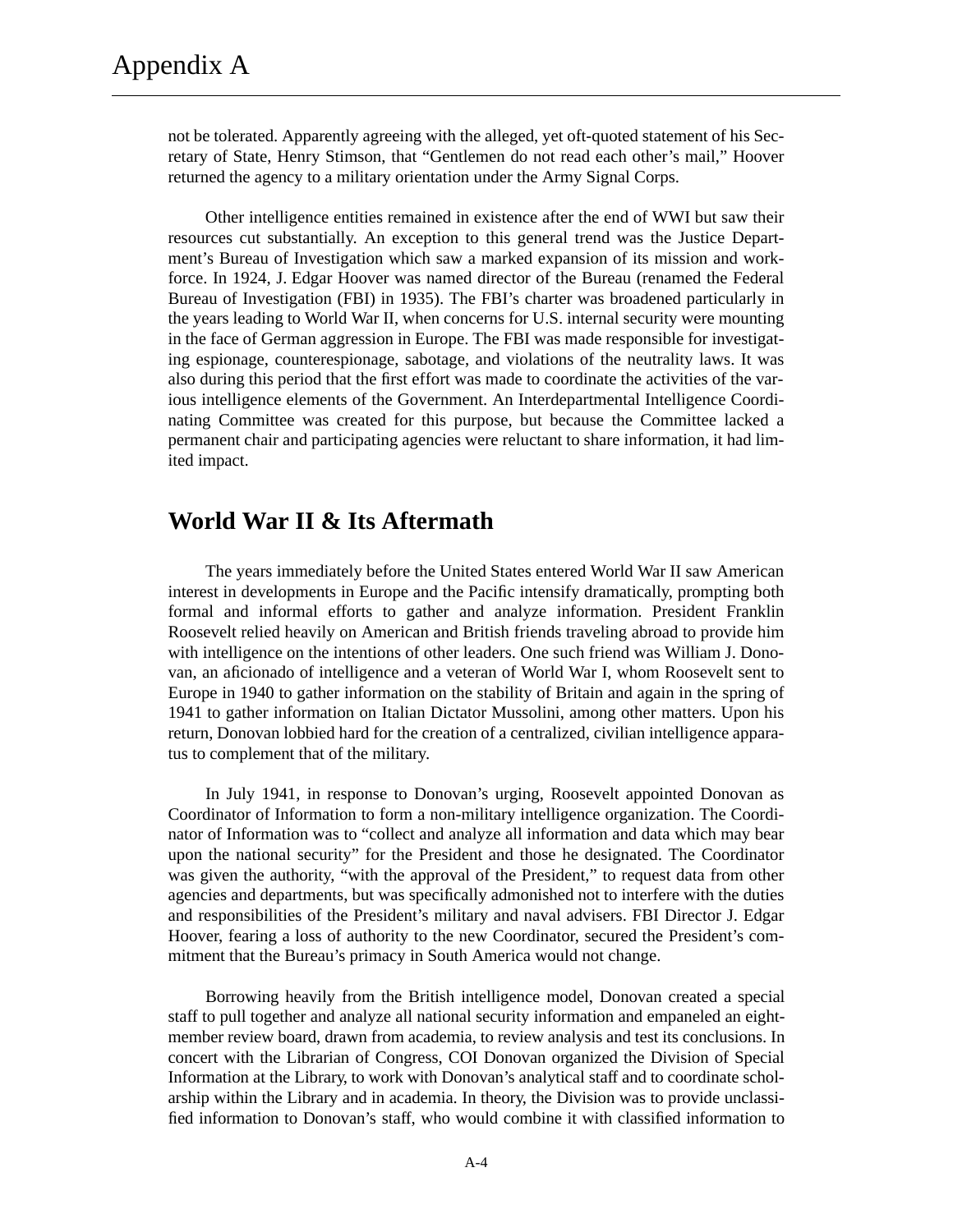not be tolerated. Apparently agreeing with the alleged, yet oft-quoted statement of his Secretary of State, Henry Stimson, that "Gentlemen do not read each other's mail," Hoover returned the agency to a military orientation under the Army Signal Corps.

Other intelligence entities remained in existence after the end of WWI but saw their resources cut substantially. An exception to this general trend was the Justice Department's Bureau of Investigation which saw a marked expansion of its mission and workforce. In 1924, J. Edgar Hoover was named director of the Bureau (renamed the Federal Bureau of Investigation (FBI) in 1935). The FBI's charter was broadened particularly in the years leading to World War II, when concerns for U.S. internal security were mounting in the face of German aggression in Europe. The FBI was made responsible for investigating espionage, counterespionage, sabotage, and violations of the neutrality laws. It was also during this period that the first effort was made to coordinate the activities of the various intelligence elements of the Government. An Interdepartmental Intelligence Coordinating Committee was created for this purpose, but because the Committee lacked a permanent chair and participating agencies were reluctant to share information, it had limited impact.

## World War II & Its Aftermath

The years immediately before the United States entered World War II saw American interest in developments in Europe and the Pacific intensify dramatically, prompting both formal and informal efforts to gather and analyze information. President Franklin Roosevelt relied heavily on American and British friends traveling abroad to provide him with intelligence on the intentions of other leaders. One such friend was William J. Donovan, an aficionado of intelligence and a veteran of World War I, whom Roosevelt sent to Europe in 1940 to gather information on the stability of Britain and again in the spring of 1941 to gather information on Italian Dictator Mussolini, among other matters. Upon his return, Donovan lobbied hard for the creation of a centralized, civilian intelligence apparatus to complement that of the military.

In July 1941, in response to Donovan's urging, Roosevelt appointed Donovan as Coordinator of Information to form a non-military intelligence organization. The Coordinator of Information was to "collect and analyze all information and data which may bear upon the national security" for the President and those he designated. The Coordinator was given the authority, "with the approval of the President," to request data from other agencies and departments, but was specifically admonished not to interfere with the duties and responsibilities of the President's military and naval advisers. FBI Director J. Edgar Hoover, fearing a loss of authority to the new Coordinator, secured the President's commitment that the Bureau's primacy in South America would not change.

Borrowing heavily from the British intelligence model, Donovan created a special staff to pull together and analyze all national security information and empaneled an eight-member review board, drawn from academia, to review analysis and test its conclusions. In concert with the Librarian of Congress, COI Donovan organized the Division of Special Information at the Library, to work with Donovan's analytical staff and to coordinate scholarship within the Library and in academia. In theory, the Division was to provide unclassified information to Donovan's staff, who would combine it with classified information to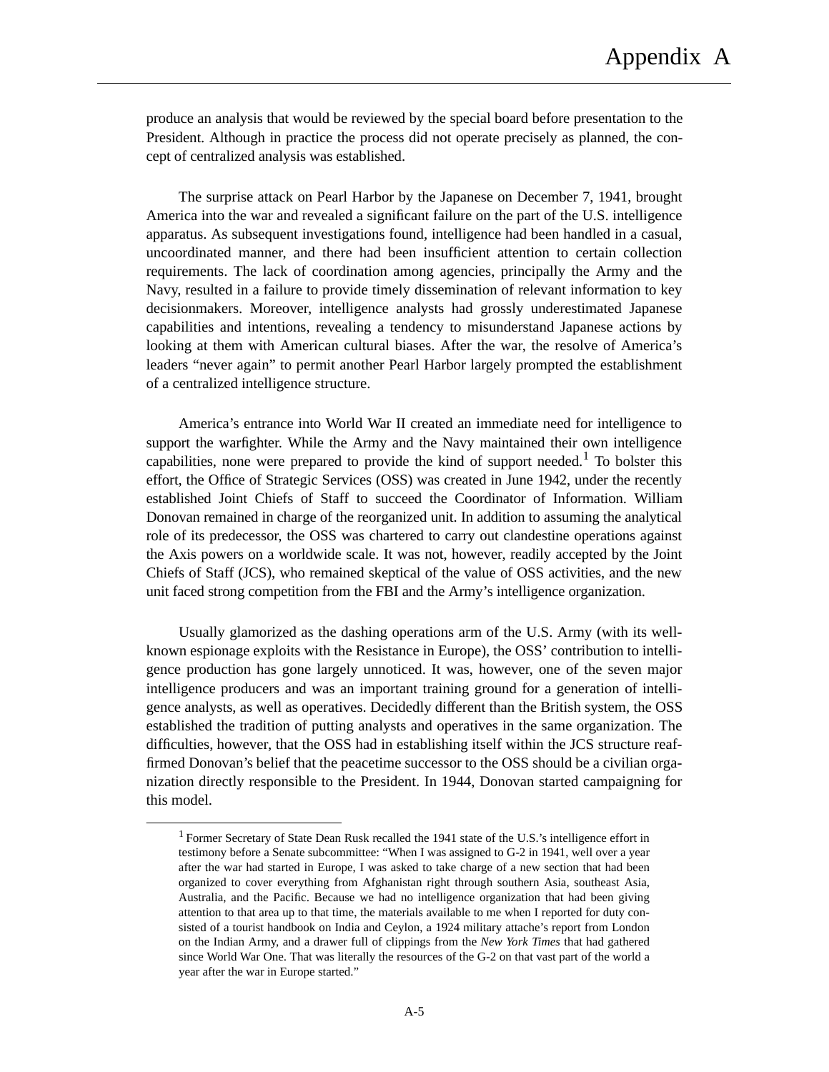produce an analysis that would be reviewed by the special board before presentation to the President. Although in practice the process did not operate precisely as planned, the concept of centralized analysis was established.

The surprise attack on Pearl Harbor by the Japanese on December 7, 1941, brought America into the war and revealed a significant failure on the part of the U.S. intelligence apparatus. As subsequent investigations found, intelligence had been handled in a casual, uncoordinated manner, and there had been insufficient attention to certain collection requirements. The lack of coordination among agencies, principally the Army and the Navy, resulted in a failure to provide timely dissemination of relevant information to key decisionmakers. Moreover, intelligence analysts had grossly underestimated Japanese capabilities and intentions, revealing a tendency to misunderstand Japanese actions by looking at them with American cultural biases. After the war, the resolve of America's leaders "never again" to permit another Pearl Harbor largely prompted the establishment of a centralized intelligence structure.

America's entrance into World War II created an immediate need for intelligence to support the warfighter. While the Army and the Navy maintained their own intelligence capabilities, none were prepared to provide the kind of support needed.[1] To bolster this effort, the Office of Strategic Services (OSS) was created in June 1942, under the recently established Joint Chiefs of Staff to succeed the Coordinator of Information. William Donovan remained in charge of the reorganized unit. In addition to assuming the analytical role of its predecessor, the OSS was chartered to carry out clandestine operations against the Axis powers on a worldwide scale. It was not, however, readily accepted by the Joint Chiefs of Staff (JCS), who remained skeptical of the value of OSS activities, and the new unit faced strong competition from the FBI and the Army's intelligence organization.

Usually glamorized as the dashing operations arm of the U.S. Army (with its well-known espionage exploits with the Resistance in Europe), the OSS' contribution to intelligence production has gone largely unnoticed. It was, however, one of the seven major intelligence producers and was an important training ground for a generation of intelligence analysts, as well as operatives. Decidedly different than the British system, the OSS established the tradition of putting analysts and operatives in the same organization. The difficulties, however, that the OSS had in establishing itself within the JCS structure reaffirmed Donovan's belief that the peacetime successor to the OSS should be a civilian organization directly responsible to the President. In 1944, Donovan started campaigning for this model.

---

[1] Former Secretary of State Dean Rusk recalled the 1941 state of the U.S.'s intelligence effort in testimony before a Senate subcommittee: "When I was assigned to G-2 in 1941, well over a year after the war had started in Europe, I was asked to take charge of a new section that had been organized to cover everything from Afghanistan right through southern Asia, southeast Asia, Australia, and the Pacific. Because we had no intelligence organization that had been giving attention to that area up to that time, the materials available to me when I reported for duty consisted of a tourist handbook on India and Ceylon, a 1924 military attache's report from London on the Indian Army, and a drawer full of clippings from the *New York Times* that had gathered since World War One. That was literally the resources of the G-2 on that vast part of the world a year after the war in Europe started."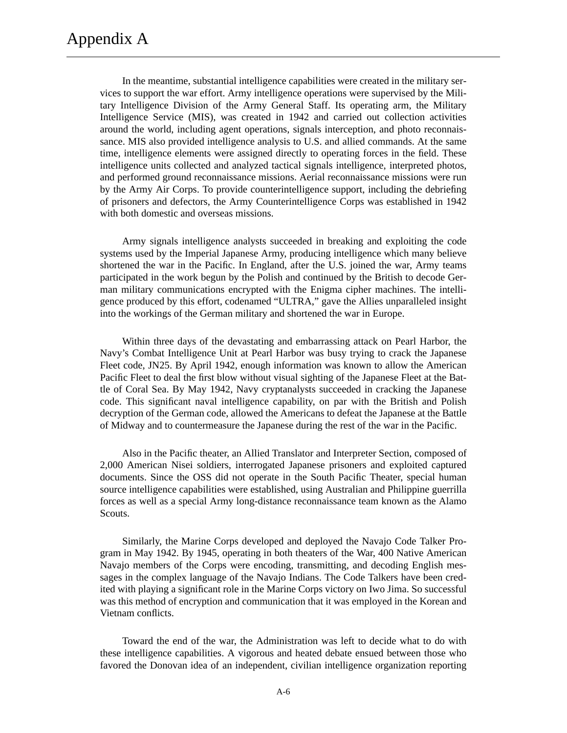In the meantime, substantial intelligence capabilities were created in the military services to support the war effort. Army intelligence operations were supervised by the Military Intelligence Division of the Army General Staff. Its operating arm, the Military Intelligence Service (MIS), was created in 1942 and carried out collection activities around the world, including agent operations, signals interception, and photo reconnaissance. MIS also provided intelligence analysis to U.S. and allied commands. At the same time, intelligence elements were assigned directly to operating forces in the field. These intelligence units collected and analyzed tactical signals intelligence, interpreted photos, and performed ground reconnaissance missions. Aerial reconnaissance missions were run by the Army Air Corps. To provide counterintelligence support, including the debriefing of prisoners and defectors, the Army Counterintelligence Corps was established in 1942 with both domestic and overseas missions.

Army signals intelligence analysts succeeded in breaking and exploiting the code systems used by the Imperial Japanese Army, producing intelligence which many believe shortened the war in the Pacific. In England, after the U.S. joined the war, Army teams participated in the work begun by the Polish and continued by the British to decode German military communications encrypted with the Enigma cipher machines. The intelligence produced by this effort, codenamed "ULTRA," gave the Allies unparalleled insight into the workings of the German military and shortened the war in Europe.

Within three days of the devastating and embarrassing attack on Pearl Harbor, the Navy's Combat Intelligence Unit at Pearl Harbor was busy trying to crack the Japanese Fleet code, JN25. By April 1942, enough information was known to allow the American Pacific Fleet to deal the first blow without visual sighting of the Japanese Fleet at the Battle of Coral Sea. By May 1942, Navy cryptanalysts succeeded in cracking the Japanese code. This significant naval intelligence capability, on par with the British and Polish decryption of the German code, allowed the Americans to defeat the Japanese at the Battle of Midway and to countermeasure the Japanese during the rest of the war in the Pacific.

Also in the Pacific theater, an Allied Translator and Interpreter Section, composed of 2,000 American Nisei soldiers, interrogated Japanese prisoners and exploited captured documents. Since the OSS did not operate in the South Pacific Theater, special human source intelligence capabilities were established, using Australian and Philippine guerrilla forces as well as a special Army long-distance reconnaissance team known as the Alamo Scouts.

Similarly, the Marine Corps developed and deployed the Navajo Code Talker Program in May 1942. By 1945, operating in both theaters of the War, 400 Native American Navajo members of the Corps were encoding, transmitting, and decoding English messages in the complex language of the Navajo Indians. The Code Talkers have been credited with playing a significant role in the Marine Corps victory on Iwo Jima. So successful was this method of encryption and communication that it was employed in the Korean and Vietnam conflicts.

Toward the end of the war, the Administration was left to decide what to do with these intelligence capabilities. A vigorous and heated debate ensued between those who favored the Donovan idea of an independent, civilian intelligence organization reporting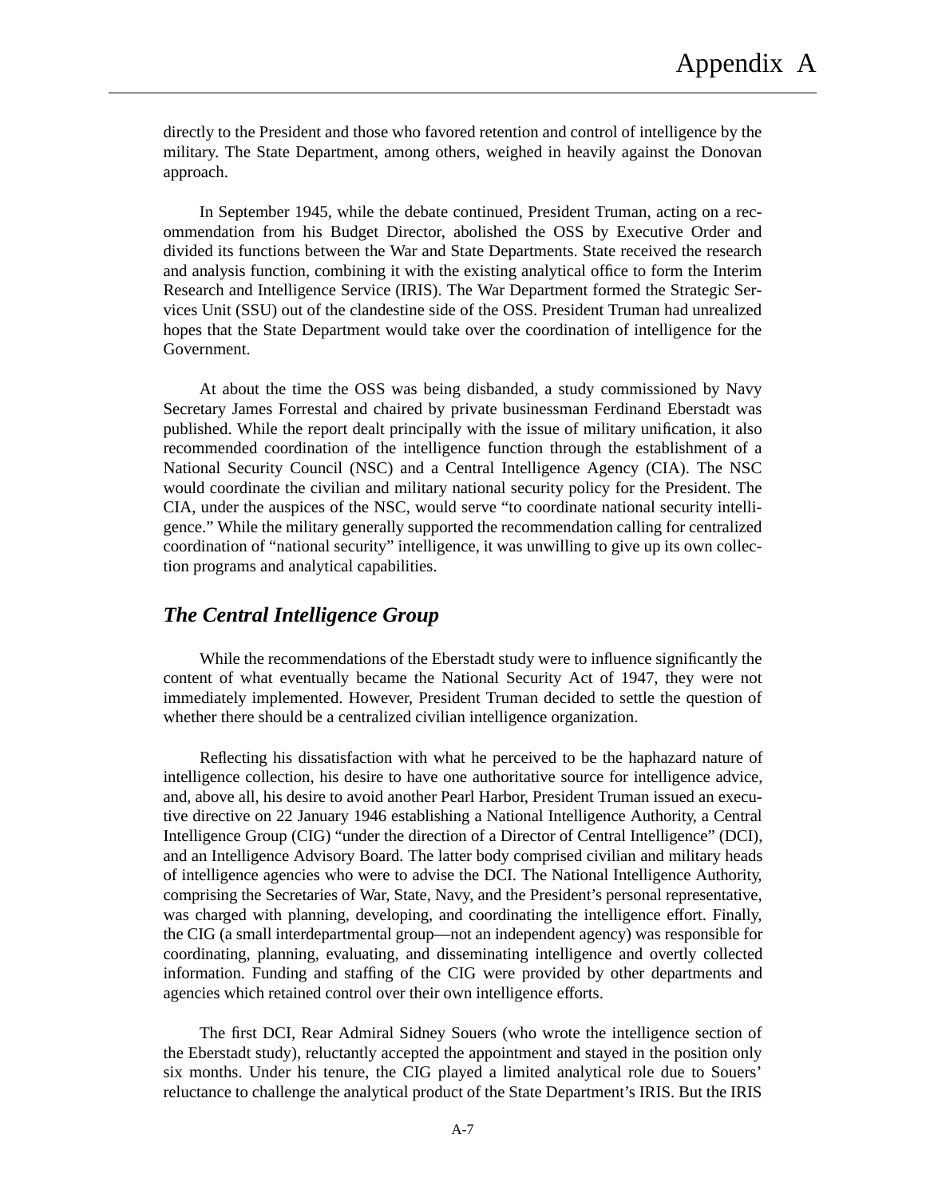directly to the President and those who favored retention and control of intelligence by the military. The State Department, among others, weighed in heavily against the Donovan approach.

In September 1945, while the debate continued, President Truman, acting on a recommendation from his Budget Director, abolished the OSS by Executive Order and divided its functions between the War and State Departments. State received the research and analysis function, combining it with the existing analytical office to form the Interim Research and Intelligence Service (IRIS). The War Department formed the Strategic Services Unit (SSU) out of the clandestine side of the OSS. President Truman had unrealized hopes that the State Department would take over the coordination of intelligence for the Government.

At about the time the OSS was being disbanded, a study commissioned by Navy Secretary James Forrestal and chaired by private businessman Ferdinand Eberstadt was published. While the report dealt principally with the issue of military unification, it also recommended coordination of the intelligence function through the establishment of a National Security Council (NSC) and a Central Intelligence Agency (CIA). The NSC would coordinate the civilian and military national security policy for the President. The CIA, under the auspices of the NSC, would serve "to coordinate national security intelligence." While the military generally supported the recommendation calling for centralized coordination of "national security" intelligence, it was unwilling to give up its own collection programs and analytical capabilities.

## *The Central Intelligence Group*

While the recommendations of the Eberstadt study were to influence significantly the content of what eventually became the National Security Act of 1947, they were not immediately implemented. However, President Truman decided to settle the question of whether there should be a centralized civilian intelligence organization.

Reflecting his dissatisfaction with what he perceived to be the haphazard nature of intelligence collection, his desire to have one authoritative source for intelligence advice, and, above all, his desire to avoid another Pearl Harbor, President Truman issued an executive directive on 22 January 1946 establishing a National Intelligence Authority, a Central Intelligence Group (CIG) "under the direction of a Director of Central Intelligence" (DCI), and an Intelligence Advisory Board. The latter body comprised civilian and military heads of intelligence agencies who were to advise the DCI. The National Intelligence Authority, comprising the Secretaries of War, State, Navy, and the President's personal representative, was charged with planning, developing, and coordinating the intelligence effort. Finally, the CIG (a small interdepartmental group—not an independent agency) was responsible for coordinating, planning, evaluating, and disseminating intelligence and overtly collected information. Funding and staffing of the CIG were provided by other departments and agencies which retained control over their own intelligence efforts.

The first DCI, Rear Admiral Sidney Souers (who wrote the intelligence section of the Eberstadt study), reluctantly accepted the appointment and stayed in the position only six months. Under his tenure, the CIG played a limited analytical role due to Souers' reluctance to challenge the analytical product of the State Department's IRIS. But the IRIS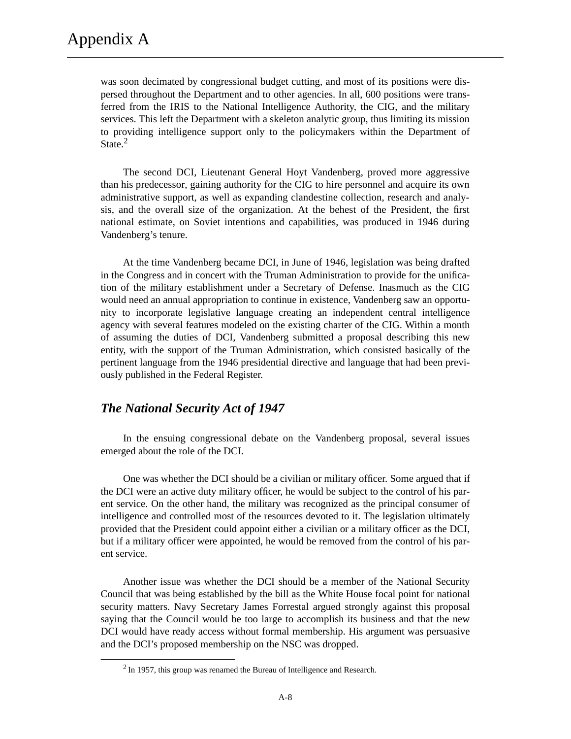was soon decimated by congressional budget cutting, and most of its positions were dispersed throughout the Department and to other agencies. In all, 600 positions were transferred from the IRIS to the National Intelligence Authority, the CIG, and the military services. This left the Department with a skeleton analytic group, thus limiting its mission to providing intelligence support only to the policymakers within the Department of State.[2]

The second DCI, Lieutenant General Hoyt Vandenberg, proved more aggressive than his predecessor, gaining authority for the CIG to hire personnel and acquire its own administrative support, as well as expanding clandestine collection, research and analysis, and the overall size of the organization. At the behest of the President, the first national estimate, on Soviet intentions and capabilities, was produced in 1946 during Vandenberg's tenure.

At the time Vandenberg became DCI, in June of 1946, legislation was being drafted in the Congress and in concert with the Truman Administration to provide for the unification of the military establishment under a Secretary of Defense. Inasmuch as the CIG would need an annual appropriation to continue in existence, Vandenberg saw an opportunity to incorporate legislative language creating an independent central intelligence agency with several features modeled on the existing charter of the CIG. Within a month of assuming the duties of DCI, Vandenberg submitted a proposal describing this new entity, with the support of the Truman Administration, which consisted basically of the pertinent language from the 1946 presidential directive and language that had been previously published in the Federal Register.

## *The National Security Act of 1947*

In the ensuing congressional debate on the Vandenberg proposal, several issues emerged about the role of the DCI.

One was whether the DCI should be a civilian or military officer. Some argued that if the DCI were an active duty military officer, he would be subject to the control of his parent service. On the other hand, the military was recognized as the principal consumer of intelligence and controlled most of the resources devoted to it. The legislation ultimately provided that the President could appoint either a civilian or a military officer as the DCI, but if a military officer were appointed, he would be removed from the control of his parent service.

Another issue was whether the DCI should be a member of the National Security Council that was being established by the bill as the White House focal point for national security matters. Navy Secretary James Forrestal argued strongly against this proposal saying that the Council would be too large to accomplish its business and that the new DCI would have ready access without formal membership. His argument was persuasive and the DCI's proposed membership on the NSC was dropped.

[2] In 1957, this group was renamed the Bureau of Intelligence and Research.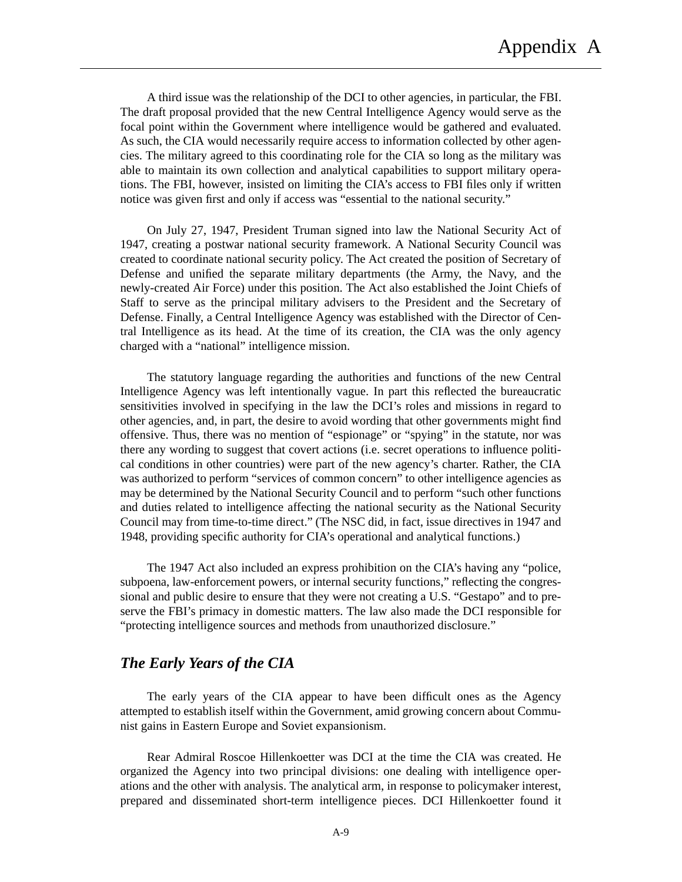A third issue was the relationship of the DCI to other agencies, in particular, the FBI. The draft proposal provided that the new Central Intelligence Agency would serve as the focal point within the Government where intelligence would be gathered and evaluated. As such, the CIA would necessarily require access to information collected by other agencies. The military agreed to this coordinating role for the CIA so long as the military was able to maintain its own collection and analytical capabilities to support military operations. The FBI, however, insisted on limiting the CIA's access to FBI files only if written notice was given first and only if access was "essential to the national security."

On July 27, 1947, President Truman signed into law the National Security Act of 1947, creating a postwar national security framework. A National Security Council was created to coordinate national security policy. The Act created the position of Secretary of Defense and unified the separate military departments (the Army, the Navy, and the newly-created Air Force) under this position. The Act also established the Joint Chiefs of Staff to serve as the principal military advisers to the President and the Secretary of Defense. Finally, a Central Intelligence Agency was established with the Director of Central Intelligence as its head. At the time of its creation, the CIA was the only agency charged with a "national" intelligence mission.

The statutory language regarding the authorities and functions of the new Central Intelligence Agency was left intentionally vague. In part this reflected the bureaucratic sensitivities involved in specifying in the law the DCI's roles and missions in regard to other agencies, and, in part, the desire to avoid wording that other governments might find offensive. Thus, there was no mention of "espionage" or "spying" in the statute, nor was there any wording to suggest that covert actions (i.e. secret operations to influence political conditions in other countries) were part of the new agency's charter. Rather, the CIA was authorized to perform "services of common concern" to other intelligence agencies as may be determined by the National Security Council and to perform "such other functions and duties related to intelligence affecting the national security as the National Security Council may from time-to-time direct." (The NSC did, in fact, issue directives in 1947 and 1948, providing specific authority for CIA's operational and analytical functions.)

The 1947 Act also included an express prohibition on the CIA's having any "police, subpoena, law-enforcement powers, or internal security functions," reflecting the congressional and public desire to ensure that they were not creating a U.S. "Gestapo" and to preserve the FBI's primacy in domestic matters. The law also made the DCI responsible for "protecting intelligence sources and methods from unauthorized disclosure."

### *The Early Years of the CIA*

The early years of the CIA appear to have been difficult ones as the Agency attempted to establish itself within the Government, amid growing concern about Communist gains in Eastern Europe and Soviet expansionism.

Rear Admiral Roscoe Hillenkoetter was DCI at the time the CIA was created. He organized the Agency into two principal divisions: one dealing with intelligence operations and the other with analysis. The analytical arm, in response to policymaker interest, prepared and disseminated short-term intelligence pieces. DCI Hillenkoetter found it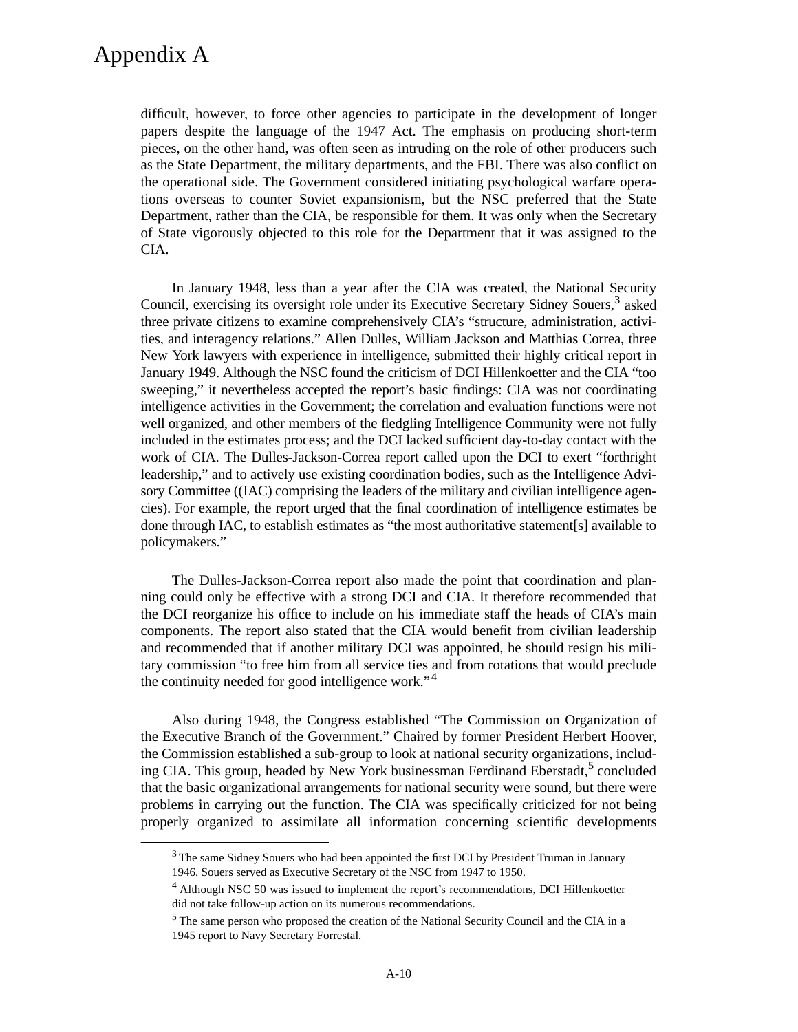difficult, however, to force other agencies to participate in the development of longer papers despite the language of the 1947 Act. The emphasis on producing short-term pieces, on the other hand, was often seen as intruding on the role of other producers such as the State Department, the military departments, and the FBI. There was also conflict on the operational side. The Government considered initiating psychological warfare operations overseas to counter Soviet expansionism, but the NSC preferred that the State Department, rather than the CIA, be responsible for them. It was only when the Secretary of State vigorously objected to this role for the Department that it was assigned to the CIA.

In January 1948, less than a year after the CIA was created, the National Security Council, exercising its oversight role under its Executive Secretary Sidney Souers,[3] asked three private citizens to examine comprehensively CIA's "structure, administration, activities, and interagency relations." Allen Dulles, William Jackson and Matthias Correa, three New York lawyers with experience in intelligence, submitted their highly critical report in January 1949. Although the NSC found the criticism of DCI Hillenkoetter and the CIA "too sweeping," it nevertheless accepted the report's basic findings: CIA was not coordinating intelligence activities in the Government; the correlation and evaluation functions were not well organized, and other members of the fledgling Intelligence Community were not fully included in the estimates process; and the DCI lacked sufficient day-to-day contact with the work of CIA. The Dulles-Jackson-Correa report called upon the DCI to exert "forthright leadership," and to actively use existing coordination bodies, such as the Intelligence Advisory Committee ((IAC) comprising the leaders of the military and civilian intelligence agencies). For example, the report urged that the final coordination of intelligence estimates be done through IAC, to establish estimates as "the most authoritative statement[s] available to policymakers."

The Dulles-Jackson-Correa report also made the point that coordination and planning could only be effective with a strong DCI and CIA. It therefore recommended that the DCI reorganize his office to include on his immediate staff the heads of CIA's main components. The report also stated that the CIA would benefit from civilian leadership and recommended that if another military DCI was appointed, he should resign his military commission "to free him from all service ties and from rotations that would preclude the continuity needed for good intelligence work."[4]

Also during 1948, the Congress established "The Commission on Organization of the Executive Branch of the Government." Chaired by former President Herbert Hoover, the Commission established a sub-group to look at national security organizations, including CIA. This group, headed by New York businessman Ferdinand Eberstadt,[5] concluded that the basic organizational arrangements for national security were sound, but there were problems in carrying out the function. The CIA was specifically criticized for not being properly organized to assimilate all information concerning scientific developments

[3] The same Sidney Souers who had been appointed the first DCI by President Truman in January 1946. Souers served as Executive Secretary of the NSC from 1947 to 1950.

[4] Although NSC 50 was issued to implement the report's recommendations, DCI Hillenkoetter did not take follow-up action on its numerous recommendations.

[5] The same person who proposed the creation of the National Security Council and the CIA in a 1945 report to Navy Secretary Forrestal.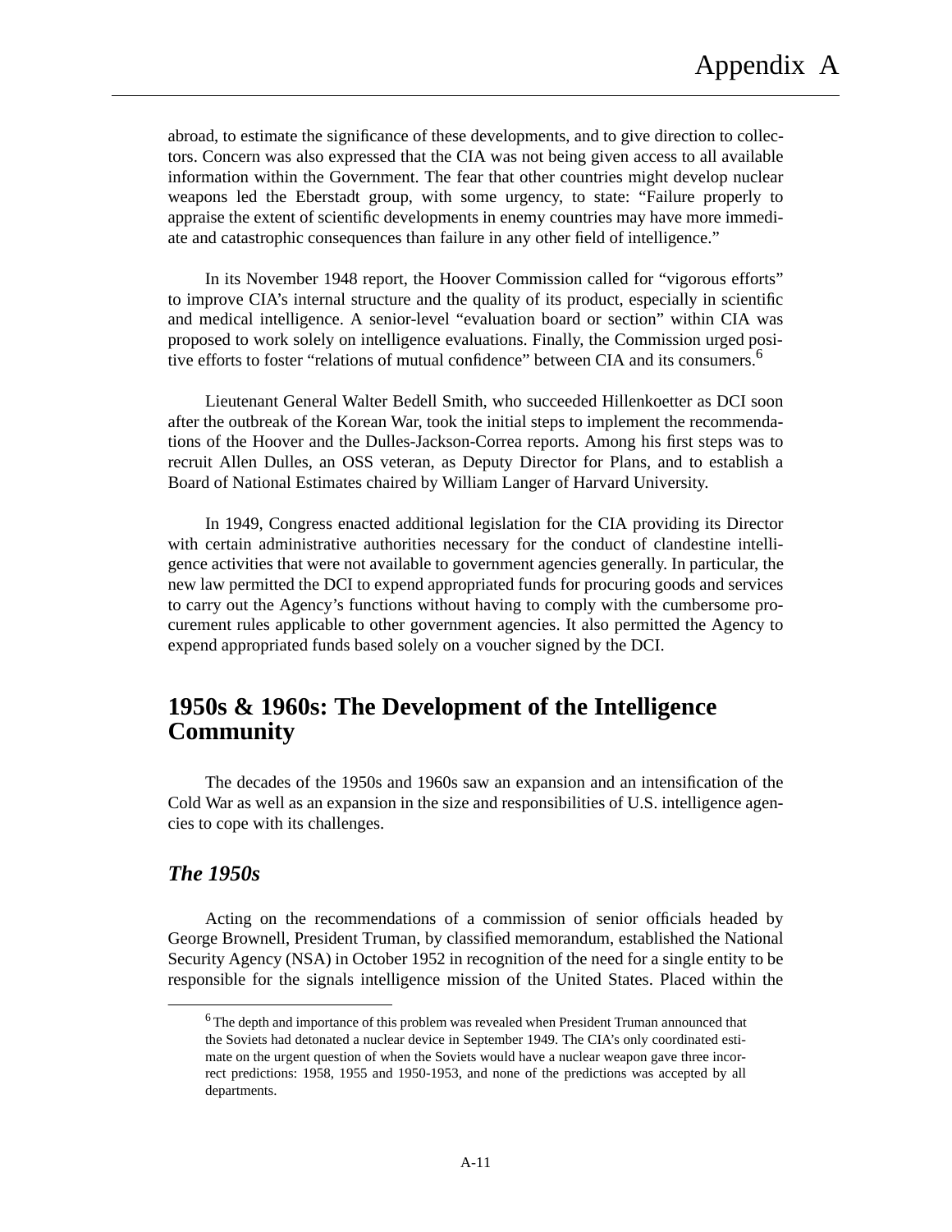abroad, to estimate the significance of these developments, and to give direction to collectors. Concern was also expressed that the CIA was not being given access to all available information within the Government. The fear that other countries might develop nuclear weapons led the Eberstadt group, with some urgency, to state: "Failure properly to appraise the extent of scientific developments in enemy countries may have more immediate and catastrophic consequences than failure in any other field of intelligence."

In its November 1948 report, the Hoover Commission called for "vigorous efforts" to improve CIA's internal structure and the quality of its product, especially in scientific and medical intelligence. A senior-level "evaluation board or section" within CIA was proposed to work solely on intelligence evaluations. Finally, the Commission urged positive efforts to foster "relations of mutual confidence" between CIA and its consumers.[6]

Lieutenant General Walter Bedell Smith, who succeeded Hillenkoetter as DCI soon after the outbreak of the Korean War, took the initial steps to implement the recommendations of the Hoover and the Dulles-Jackson-Correa reports. Among his first steps was to recruit Allen Dulles, an OSS veteran, as Deputy Director for Plans, and to establish a Board of National Estimates chaired by William Langer of Harvard University.

In 1949, Congress enacted additional legislation for the CIA providing its Director with certain administrative authorities necessary for the conduct of clandestine intelligence activities that were not available to government agencies generally. In particular, the new law permitted the DCI to expend appropriated funds for procuring goods and services to carry out the Agency's functions without having to comply with the cumbersome procurement rules applicable to other government agencies. It also permitted the Agency to expend appropriated funds based solely on a voucher signed by the DCI.

## 1950s & 1960s: The Development of the Intelligence Community

The decades of the 1950s and 1960s saw an expansion and an intensification of the Cold War as well as an expansion in the size and responsibilities of U.S. intelligence agencies to cope with its challenges.

### *The 1950s*

Acting on the recommendations of a commission of senior officials headed by George Brownell, President Truman, by classified memorandum, established the National Security Agency (NSA) in October 1952 in recognition of the need for a single entity to be responsible for the signals intelligence mission of the United States. Placed within the

---

[6] The depth and importance of this problem was revealed when President Truman announced that the Soviets had detonated a nuclear device in September 1949. The CIA's only coordinated estimate on the urgent question of when the Soviets would have a nuclear weapon gave three incorrect predictions: 1958, 1955 and 1950-1953, and none of the predictions was accepted by all departments.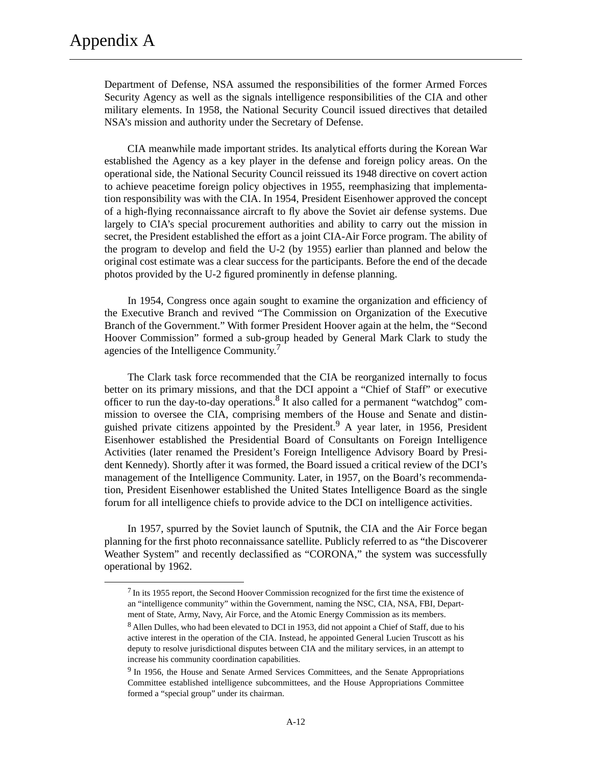Department of Defense, NSA assumed the responsibilities of the former Armed Forces Security Agency as well as the signals intelligence responsibilities of the CIA and other military elements. In 1958, the National Security Council issued directives that detailed NSA's mission and authority under the Secretary of Defense.

CIA meanwhile made important strides. Its analytical efforts during the Korean War established the Agency as a key player in the defense and foreign policy areas. On the operational side, the National Security Council reissued its 1948 directive on covert action to achieve peacetime foreign policy objectives in 1955, reemphasizing that implementation responsibility was with the CIA. In 1954, President Eisenhower approved the concept of a high-flying reconnaissance aircraft to fly above the Soviet air defense systems. Due largely to CIA's special procurement authorities and ability to carry out the mission in secret, the President established the effort as a joint CIA-Air Force program. The ability of the program to develop and field the U-2 (by 1955) earlier than planned and below the original cost estimate was a clear success for the participants. Before the end of the decade photos provided by the U-2 figured prominently in defense planning.

In 1954, Congress once again sought to examine the organization and efficiency of the Executive Branch and revived "The Commission on Organization of the Executive Branch of the Government." With former President Hoover again at the helm, the "Second Hoover Commission" formed a sub-group headed by General Mark Clark to study the agencies of the Intelligence Community.[7]

The Clark task force recommended that the CIA be reorganized internally to focus better on its primary missions, and that the DCI appoint a "Chief of Staff" or executive officer to run the day-to-day operations.[8] It also called for a permanent "watchdog" commission to oversee the CIA, comprising members of the House and Senate and distinguished private citizens appointed by the President.[9] A year later, in 1956, President Eisenhower established the Presidential Board of Consultants on Foreign Intelligence Activities (later renamed the President's Foreign Intelligence Advisory Board by President Kennedy). Shortly after it was formed, the Board issued a critical review of the DCI's management of the Intelligence Community. Later, in 1957, on the Board's recommendation, President Eisenhower established the United States Intelligence Board as the single forum for all intelligence chiefs to provide advice to the DCI on intelligence activities.

In 1957, spurred by the Soviet launch of Sputnik, the CIA and the Air Force began planning for the first photo reconnaissance satellite. Publicly referred to as "the Discoverer Weather System" and recently declassified as "CORONA," the system was successfully operational by 1962.

---

[7] In its 1955 report, the Second Hoover Commission recognized for the first time the existence of an "intelligence community" within the Government, naming the NSC, CIA, NSA, FBI, Department of State, Army, Navy, Air Force, and the Atomic Energy Commission as its members.

[8] Allen Dulles, who had been elevated to DCI in 1953, did not appoint a Chief of Staff, due to his active interest in the operation of the CIA. Instead, he appointed General Lucien Truscott as his deputy to resolve jurisdictional disputes between CIA and the military services, in an attempt to increase his community coordination capabilities.

[9] In 1956, the House and Senate Armed Services Committees, and the Senate Appropriations Committee established intelligence subcommittees, and the House Appropriations Committee formed a "special group" under its chairman.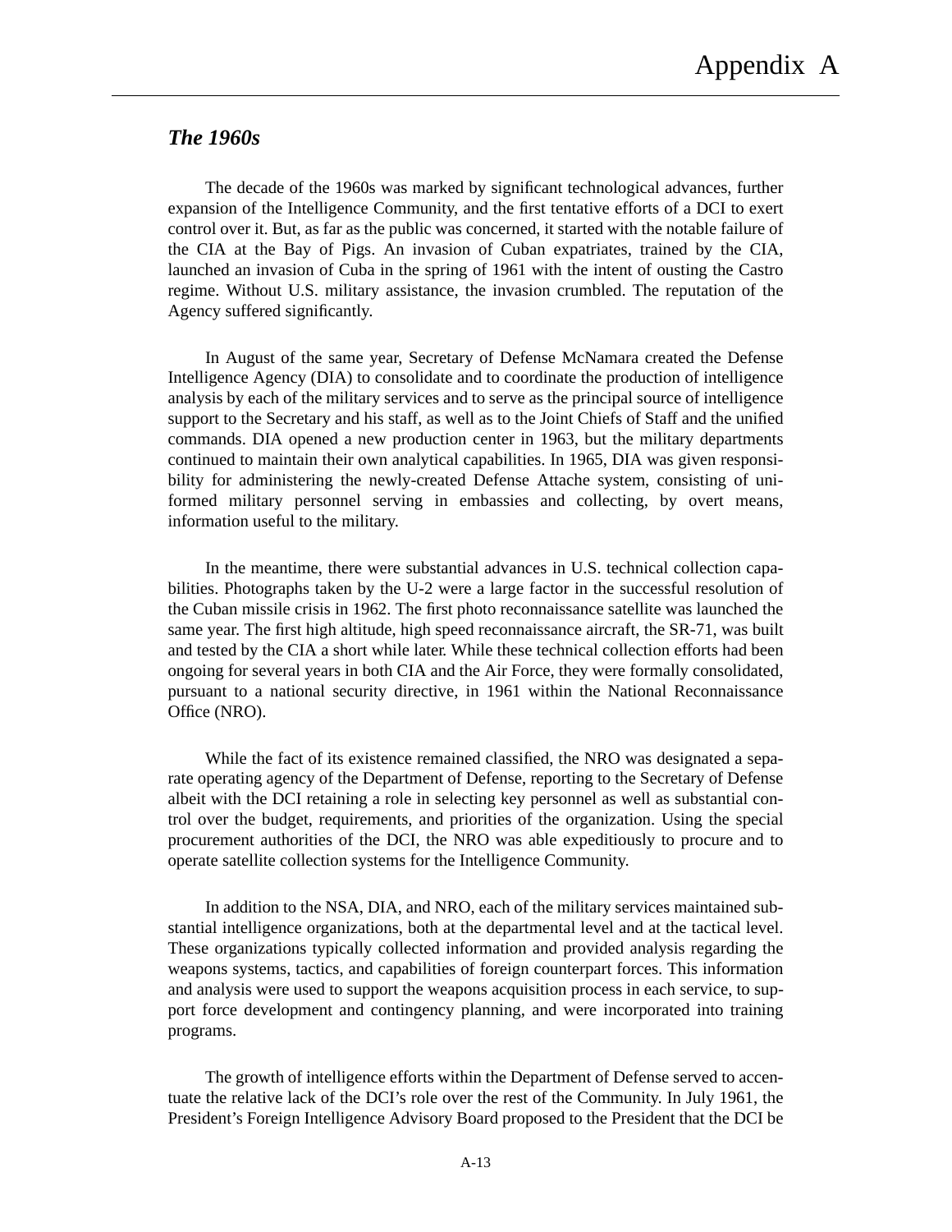## *The 1960s*

The decade of the 1960s was marked by significant technological advances, further expansion of the Intelligence Community, and the first tentative efforts of a DCI to exert control over it. But, as far as the public was concerned, it started with the notable failure of the CIA at the Bay of Pigs. An invasion of Cuban expatriates, trained by the CIA, launched an invasion of Cuba in the spring of 1961 with the intent of ousting the Castro regime. Without U.S. military assistance, the invasion crumbled. The reputation of the Agency suffered significantly.

In August of the same year, Secretary of Defense McNamara created the Defense Intelligence Agency (DIA) to consolidate and to coordinate the production of intelligence analysis by each of the military services and to serve as the principal source of intelligence support to the Secretary and his staff, as well as to the Joint Chiefs of Staff and the unified commands. DIA opened a new production center in 1963, but the military departments continued to maintain their own analytical capabilities. In 1965, DIA was given responsibility for administering the newly-created Defense Attache system, consisting of uniformed military personnel serving in embassies and collecting, by overt means, information useful to the military.

In the meantime, there were substantial advances in U.S. technical collection capabilities. Photographs taken by the U-2 were a large factor in the successful resolution of the Cuban missile crisis in 1962. The first photo reconnaissance satellite was launched the same year. The first high altitude, high speed reconnaissance aircraft, the SR-71, was built and tested by the CIA a short while later. While these technical collection efforts had been ongoing for several years in both CIA and the Air Force, they were formally consolidated, pursuant to a national security directive, in 1961 within the National Reconnaissance Office (NRO).

While the fact of its existence remained classified, the NRO was designated a separate operating agency of the Department of Defense, reporting to the Secretary of Defense albeit with the DCI retaining a role in selecting key personnel as well as substantial control over the budget, requirements, and priorities of the organization. Using the special procurement authorities of the DCI, the NRO was able expeditiously to procure and to operate satellite collection systems for the Intelligence Community.

In addition to the NSA, DIA, and NRO, each of the military services maintained substantial intelligence organizations, both at the departmental level and at the tactical level. These organizations typically collected information and provided analysis regarding the weapons systems, tactics, and capabilities of foreign counterpart forces. This information and analysis were used to support the weapons acquisition process in each service, to support force development and contingency planning, and were incorporated into training programs.

The growth of intelligence efforts within the Department of Defense served to accentuate the relative lack of the DCI's role over the rest of the Community. In July 1961, the President's Foreign Intelligence Advisory Board proposed to the President that the DCI be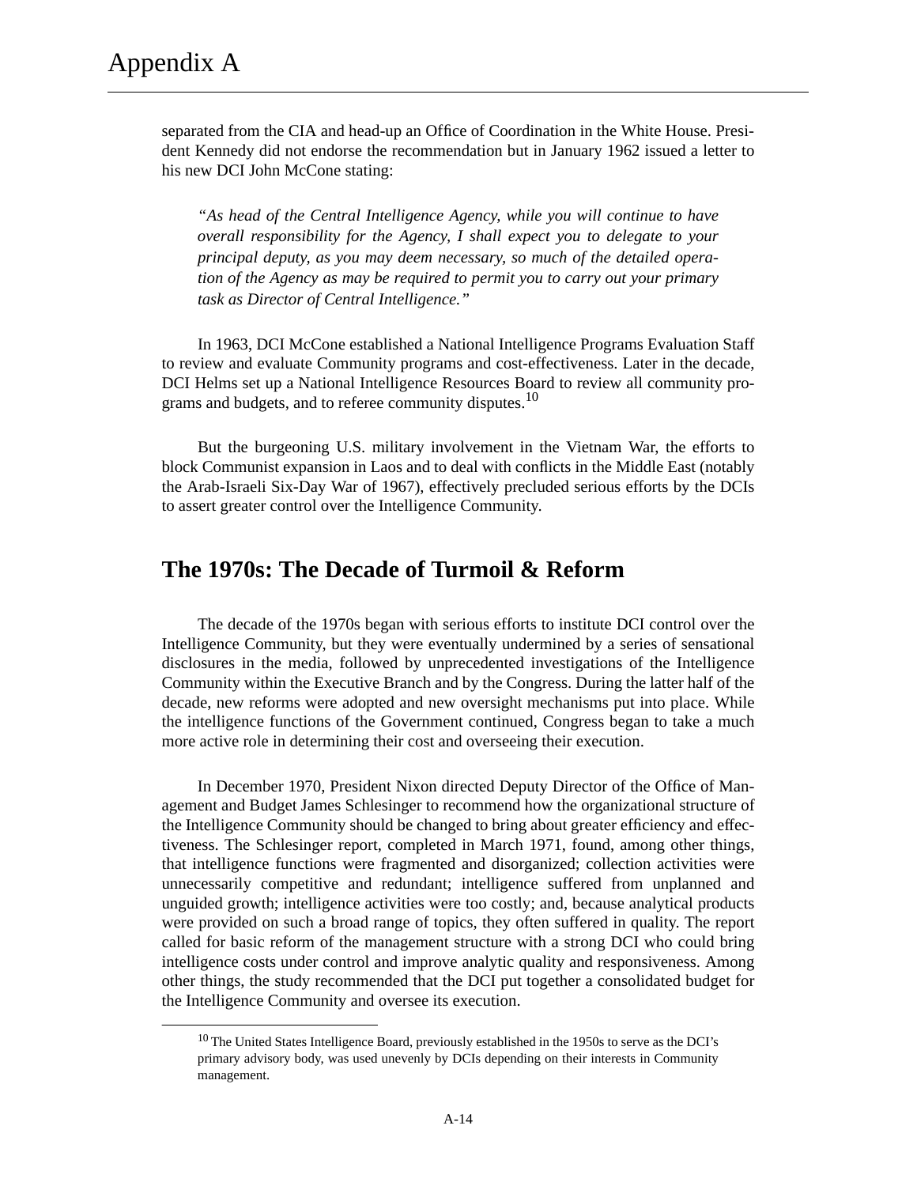separated from the CIA and head-up an Office of Coordination in the White House. President Kennedy did not endorse the recommendation but in January 1962 issued a letter to his new DCI John McCone stating:

> *"As head of the Central Intelligence Agency, while you will continue to have overall responsibility for the Agency, I shall expect you to delegate to your principal deputy, as you may deem necessary, so much of the detailed operation of the Agency as may be required to permit you to carry out your primary task as Director of Central Intelligence."*

In 1963, DCI McCone established a National Intelligence Programs Evaluation Staff to review and evaluate Community programs and cost-effectiveness. Later in the decade, DCI Helms set up a National Intelligence Resources Board to review all community programs and budgets, and to referee community disputes.[10]

But the burgeoning U.S. military involvement in the Vietnam War, the efforts to block Communist expansion in Laos and to deal with conflicts in the Middle East (notably the Arab-Israeli Six-Day War of 1967), effectively precluded serious efforts by the DCIs to assert greater control over the Intelligence Community.

## The 1970s: The Decade of Turmoil & Reform

The decade of the 1970s began with serious efforts to institute DCI control over the Intelligence Community, but they were eventually undermined by a series of sensational disclosures in the media, followed by unprecedented investigations of the Intelligence Community within the Executive Branch and by the Congress. During the latter half of the decade, new reforms were adopted and new oversight mechanisms put into place. While the intelligence functions of the Government continued, Congress began to take a much more active role in determining their cost and overseeing their execution.

In December 1970, President Nixon directed Deputy Director of the Office of Management and Budget James Schlesinger to recommend how the organizational structure of the Intelligence Community should be changed to bring about greater efficiency and effectiveness. The Schlesinger report, completed in March 1971, found, among other things, that intelligence functions were fragmented and disorganized; collection activities were unnecessarily competitive and redundant; intelligence suffered from unplanned and unguided growth; intelligence activities were too costly; and, because analytical products were provided on such a broad range of topics, they often suffered in quality. The report called for basic reform of the management structure with a strong DCI who could bring intelligence costs under control and improve analytic quality and responsiveness. Among other things, the study recommended that the DCI put together a consolidated budget for the Intelligence Community and oversee its execution.

[10] The United States Intelligence Board, previously established in the 1950s to serve as the DCI's primary advisory body, was used unevenly by DCIs depending on their interests in Community management.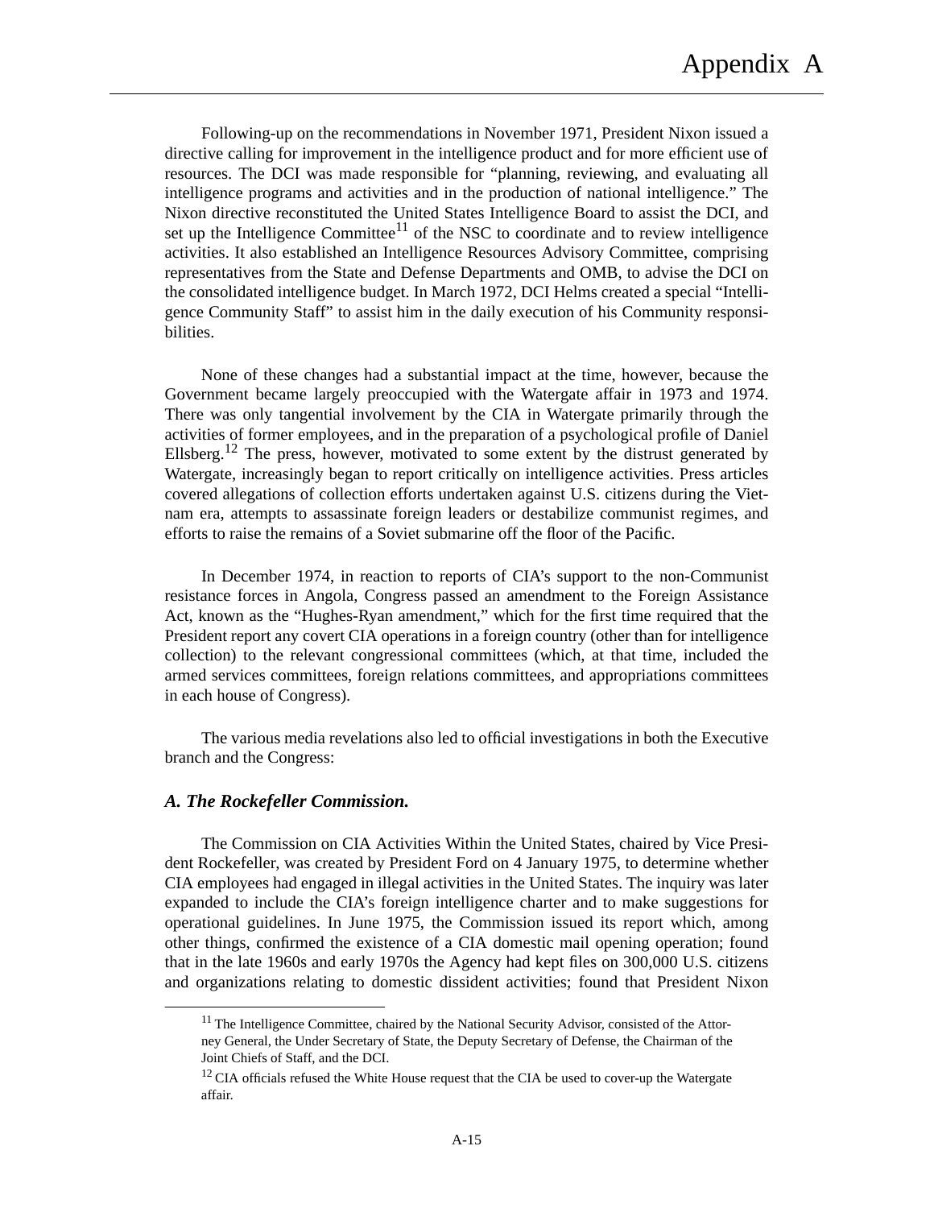Following-up on the recommendations in November 1971, President Nixon issued a directive calling for improvement in the intelligence product and for more efficient use of resources. The DCI was made responsible for "planning, reviewing, and evaluating all intelligence programs and activities and in the production of national intelligence." The Nixon directive reconstituted the United States Intelligence Board to assist the DCI, and set up the Intelligence Committee[11] of the NSC to coordinate and to review intelligence activities. It also established an Intelligence Resources Advisory Committee, comprising representatives from the State and Defense Departments and OMB, to advise the DCI on the consolidated intelligence budget. In March 1972, DCI Helms created a special "Intelligence Community Staff" to assist him in the daily execution of his Community responsibilities.

None of these changes had a substantial impact at the time, however, because the Government became largely preoccupied with the Watergate affair in 1973 and 1974. There was only tangential involvement by the CIA in Watergate primarily through the activities of former employees, and in the preparation of a psychological profile of Daniel Ellsberg.[12] The press, however, motivated to some extent by the distrust generated by Watergate, increasingly began to report critically on intelligence activities. Press articles covered allegations of collection efforts undertaken against U.S. citizens during the Vietnam era, attempts to assassinate foreign leaders or destabilize communist regimes, and efforts to raise the remains of a Soviet submarine off the floor of the Pacific.

In December 1974, in reaction to reports of CIA's support to the non-Communist resistance forces in Angola, Congress passed an amendment to the Foreign Assistance Act, known as the "Hughes-Ryan amendment," which for the first time required that the President report any covert CIA operations in a foreign country (other than for intelligence collection) to the relevant congressional committees (which, at that time, included the armed services committees, foreign relations committees, and appropriations committees in each house of Congress).

The various media revelations also led to official investigations in both the Executive branch and the Congress:

### *A. The Rockefeller Commission.*

The Commission on CIA Activities Within the United States, chaired by Vice President Rockefeller, was created by President Ford on 4 January 1975, to determine whether CIA employees had engaged in illegal activities in the United States. The inquiry was later expanded to include the CIA's foreign intelligence charter and to make suggestions for operational guidelines. In June 1975, the Commission issued its report which, among other things, confirmed the existence of a CIA domestic mail opening operation; found that in the late 1960s and early 1970s the Agency had kept files on 300,000 U.S. citizens and organizations relating to domestic dissident activities; found that President Nixon

---

[11] The Intelligence Committee, chaired by the National Security Advisor, consisted of the Attorney General, the Under Secretary of State, the Deputy Secretary of Defense, the Chairman of the Joint Chiefs of Staff, and the DCI.

[12] CIA officials refused the White House request that the CIA be used to cover-up the Watergate affair.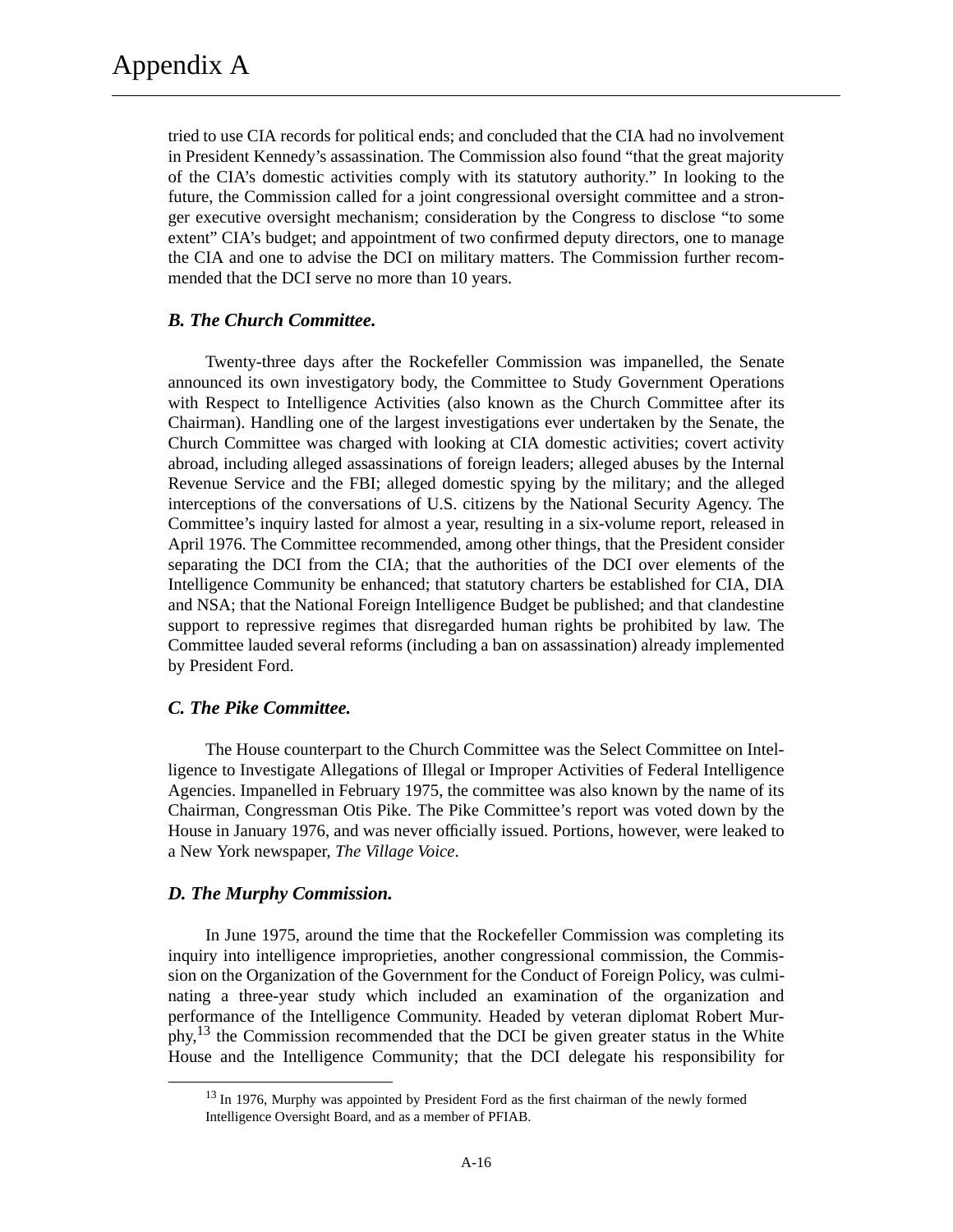tried to use CIA records for political ends; and concluded that the CIA had no involvement in President Kennedy's assassination. The Commission also found "that the great majority of the CIA's domestic activities comply with its statutory authority." In looking to the future, the Commission called for a joint congressional oversight committee and a stronger executive oversight mechanism; consideration by the Congress to disclose "to some extent" CIA's budget; and appointment of two confirmed deputy directors, one to manage the CIA and one to advise the DCI on military matters. The Commission further recommended that the DCI serve no more than 10 years.

### *B. The Church Committee.*

Twenty-three days after the Rockefeller Commission was impanelled, the Senate announced its own investigatory body, the Committee to Study Government Operations with Respect to Intelligence Activities (also known as the Church Committee after its Chairman). Handling one of the largest investigations ever undertaken by the Senate, the Church Committee was charged with looking at CIA domestic activities; covert activity abroad, including alleged assassinations of foreign leaders; alleged abuses by the Internal Revenue Service and the FBI; alleged domestic spying by the military; and the alleged interceptions of the conversations of U.S. citizens by the National Security Agency. The Committee's inquiry lasted for almost a year, resulting in a six-volume report, released in April 1976. The Committee recommended, among other things, that the President consider separating the DCI from the CIA; that the authorities of the DCI over elements of the Intelligence Community be enhanced; that statutory charters be established for CIA, DIA and NSA; that the National Foreign Intelligence Budget be published; and that clandestine support to repressive regimes that disregarded human rights be prohibited by law. The Committee lauded several reforms (including a ban on assassination) already implemented by President Ford.

### *C. The Pike Committee.*

The House counterpart to the Church Committee was the Select Committee on Intelligence to Investigate Allegations of Illegal or Improper Activities of Federal Intelligence Agencies. Impanelled in February 1975, the committee was also known by the name of its Chairman, Congressman Otis Pike. The Pike Committee's report was voted down by the House in January 1976, and was never officially issued. Portions, however, were leaked to a New York newspaper, *The Village Voice*.

### *D. The Murphy Commission.*

In June 1975, around the time that the Rockefeller Commission was completing its inquiry into intelligence improprieties, another congressional commission, the Commission on the Organization of the Government for the Conduct of Foreign Policy, was culminating a three-year study which included an examination of the organization and performance of the Intelligence Community. Headed by veteran diplomat Robert Murphy,[13] the Commission recommended that the DCI be given greater status in the White House and the Intelligence Community; that the DCI delegate his responsibility for

[13] In 1976, Murphy was appointed by President Ford as the first chairman of the newly formed Intelligence Oversight Board, and as a member of PFIAB.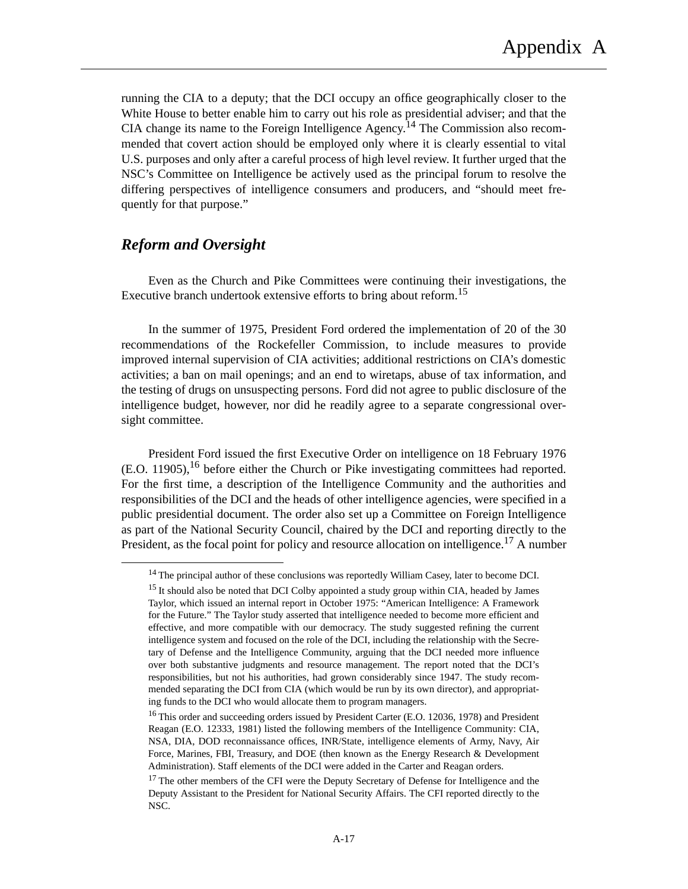running the CIA to a deputy; that the DCI occupy an office geographically closer to the White House to better enable him to carry out his role as presidential adviser; and that the CIA change its name to the Foreign Intelligence Agency.[14] The Commission also recommended that covert action should be employed only where it is clearly essential to vital U.S. purposes and only after a careful process of high level review. It further urged that the NSC's Committee on Intelligence be actively used as the principal forum to resolve the differing perspectives of intelligence consumers and producers, and "should meet frequently for that purpose."

## *Reform and Oversight*

Even as the Church and Pike Committees were continuing their investigations, the Executive branch undertook extensive efforts to bring about reform.[15]

In the summer of 1975, President Ford ordered the implementation of 20 of the 30 recommendations of the Rockefeller Commission, to include measures to provide improved internal supervision of CIA activities; additional restrictions on CIA's domestic activities; a ban on mail openings; and an end to wiretaps, abuse of tax information, and the testing of drugs on unsuspecting persons. Ford did not agree to public disclosure of the intelligence budget, however, nor did he readily agree to a separate congressional oversight committee.

President Ford issued the first Executive Order on intelligence on 18 February 1976 (E.O. 11905),[16] before either the Church or Pike investigating committees had reported. For the first time, a description of the Intelligence Community and the authorities and responsibilities of the DCI and the heads of other intelligence agencies, were specified in a public presidential document. The order also set up a Committee on Foreign Intelligence as part of the National Security Council, chaired by the DCI and reporting directly to the President, as the focal point for policy and resource allocation on intelligence.[17] A number

---

[14] The principal author of these conclusions was reportedly William Casey, later to become DCI.

[15] It should also be noted that DCI Colby appointed a study group within CIA, headed by James Taylor, which issued an internal report in October 1975: "American Intelligence: A Framework for the Future." The Taylor study asserted that intelligence needed to become more efficient and effective, and more compatible with our democracy. The study suggested refining the current intelligence system and focused on the role of the DCI, including the relationship with the Secretary of Defense and the Intelligence Community, arguing that the DCI needed more influence over both substantive judgments and resource management. The report noted that the DCI's responsibilities, but not his authorities, had grown considerably since 1947. The study recommended separating the DCI from CIA (which would be run by its own director), and appropriating funds to the DCI who would allocate them to program managers.

[16] This order and succeeding orders issued by President Carter (E.O. 12036, 1978) and President Reagan (E.O. 12333, 1981) listed the following members of the Intelligence Community: CIA, NSA, DIA, DOD reconnaissance offices, INR/State, intelligence elements of Army, Navy, Air Force, Marines, FBI, Treasury, and DOE (then known as the Energy Research & Development Administration). Staff elements of the DCI were added in the Carter and Reagan orders.

[17] The other members of the CFI were the Deputy Secretary of Defense for Intelligence and the Deputy Assistant to the President for National Security Affairs. The CFI reported directly to the NSC.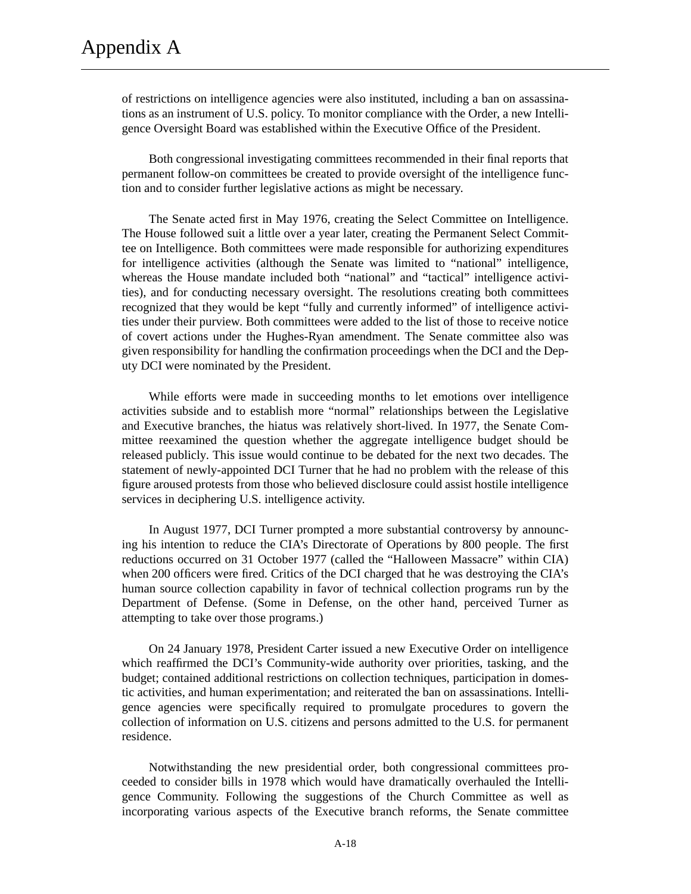of restrictions on intelligence agencies were also instituted, including a ban on assassinations as an instrument of U.S. policy. To monitor compliance with the Order, a new Intelligence Oversight Board was established within the Executive Office of the President.

Both congressional investigating committees recommended in their final reports that permanent follow-on committees be created to provide oversight of the intelligence function and to consider further legislative actions as might be necessary.

The Senate acted first in May 1976, creating the Select Committee on Intelligence. The House followed suit a little over a year later, creating the Permanent Select Committee on Intelligence. Both committees were made responsible for authorizing expenditures for intelligence activities (although the Senate was limited to "national" intelligence, whereas the House mandate included both "national" and "tactical" intelligence activities), and for conducting necessary oversight. The resolutions creating both committees recognized that they would be kept "fully and currently informed" of intelligence activities under their purview. Both committees were added to the list of those to receive notice of covert actions under the Hughes-Ryan amendment. The Senate committee also was given responsibility for handling the confirmation proceedings when the DCI and the Deputy DCI were nominated by the President.

While efforts were made in succeeding months to let emotions over intelligence activities subside and to establish more "normal" relationships between the Legislative and Executive branches, the hiatus was relatively short-lived. In 1977, the Senate Committee reexamined the question whether the aggregate intelligence budget should be released publicly. This issue would continue to be debated for the next two decades. The statement of newly-appointed DCI Turner that he had no problem with the release of this figure aroused protests from those who believed disclosure could assist hostile intelligence services in deciphering U.S. intelligence activity.

In August 1977, DCI Turner prompted a more substantial controversy by announcing his intention to reduce the CIA's Directorate of Operations by 800 people. The first reductions occurred on 31 October 1977 (called the "Halloween Massacre" within CIA) when 200 officers were fired. Critics of the DCI charged that he was destroying the CIA's human source collection capability in favor of technical collection programs run by the Department of Defense. (Some in Defense, on the other hand, perceived Turner as attempting to take over those programs.)

On 24 January 1978, President Carter issued a new Executive Order on intelligence which reaffirmed the DCI's Community-wide authority over priorities, tasking, and the budget; contained additional restrictions on collection techniques, participation in domestic activities, and human experimentation; and reiterated the ban on assassinations. Intelligence agencies were specifically required to promulgate procedures to govern the collection of information on U.S. citizens and persons admitted to the U.S. for permanent residence.

Notwithstanding the new presidential order, both congressional committees proceeded to consider bills in 1978 which would have dramatically overhauled the Intelligence Community. Following the suggestions of the Church Committee as well as incorporating various aspects of the Executive branch reforms, the Senate committee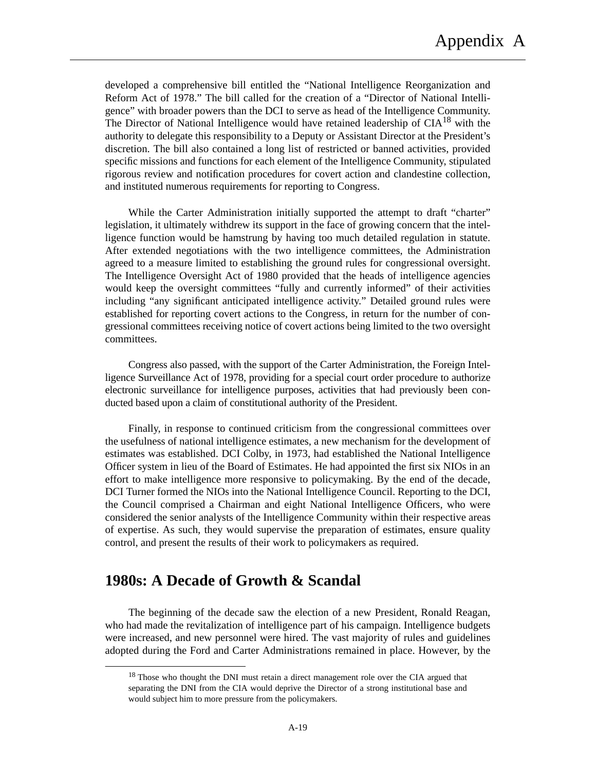developed a comprehensive bill entitled the "National Intelligence Reorganization and Reform Act of 1978." The bill called for the creation of a "Director of National Intelligence" with broader powers than the DCI to serve as head of the Intelligence Community. The Director of National Intelligence would have retained leadership of CIA[18] with the authority to delegate this responsibility to a Deputy or Assistant Director at the President's discretion. The bill also contained a long list of restricted or banned activities, provided specific missions and functions for each element of the Intelligence Community, stipulated rigorous review and notification procedures for covert action and clandestine collection, and instituted numerous requirements for reporting to Congress.

While the Carter Administration initially supported the attempt to draft "charter" legislation, it ultimately withdrew its support in the face of growing concern that the intelligence function would be hamstrung by having too much detailed regulation in statute. After extended negotiations with the two intelligence committees, the Administration agreed to a measure limited to establishing the ground rules for congressional oversight. The Intelligence Oversight Act of 1980 provided that the heads of intelligence agencies would keep the oversight committees "fully and currently informed" of their activities including "any significant anticipated intelligence activity." Detailed ground rules were established for reporting covert actions to the Congress, in return for the number of congressional committees receiving notice of covert actions being limited to the two oversight committees.

Congress also passed, with the support of the Carter Administration, the Foreign Intelligence Surveillance Act of 1978, providing for a special court order procedure to authorize electronic surveillance for intelligence purposes, activities that had previously been conducted based upon a claim of constitutional authority of the President.

Finally, in response to continued criticism from the congressional committees over the usefulness of national intelligence estimates, a new mechanism for the development of estimates was established. DCI Colby, in 1973, had established the National Intelligence Officer system in lieu of the Board of Estimates. He had appointed the first six NIOs in an effort to make intelligence more responsive to policymaking. By the end of the decade, DCI Turner formed the NIOs into the National Intelligence Council. Reporting to the DCI, the Council comprised a Chairman and eight National Intelligence Officers, who were considered the senior analysts of the Intelligence Community within their respective areas of expertise. As such, they would supervise the preparation of estimates, ensure quality control, and present the results of their work to policymakers as required.

## 1980s: A Decade of Growth & Scandal

The beginning of the decade saw the election of a new President, Ronald Reagan, who had made the revitalization of intelligence part of his campaign. Intelligence budgets were increased, and new personnel were hired. The vast majority of rules and guidelines adopted during the Ford and Carter Administrations remained in place. However, by the

[18] Those who thought the DNI must retain a direct management role over the CIA argued that separating the DNI from the CIA would deprive the Director of a strong institutional base and would subject him to more pressure from the policymakers.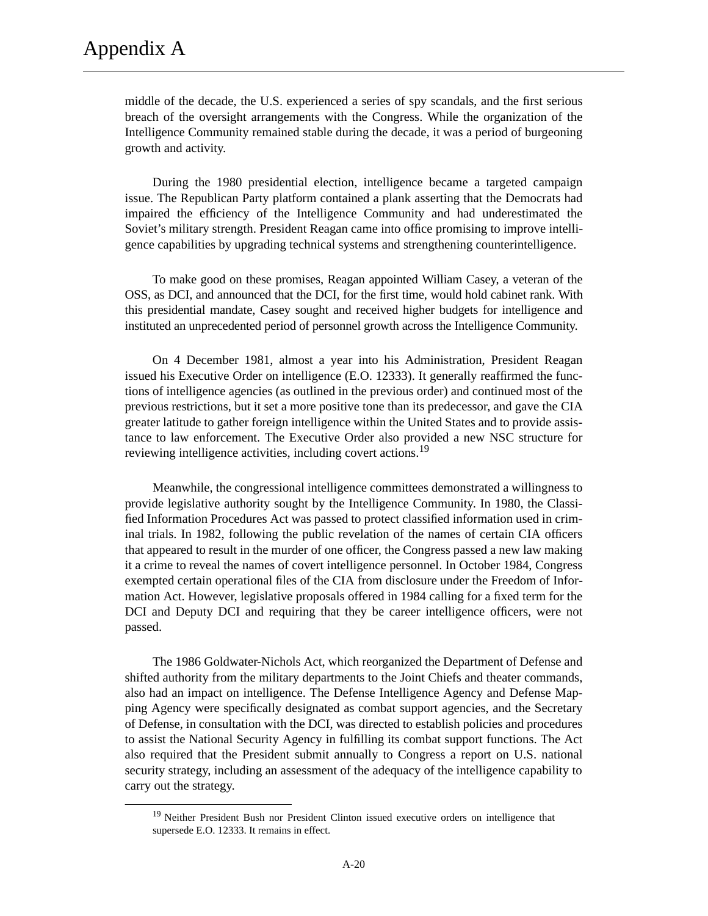middle of the decade, the U.S. experienced a series of spy scandals, and the first serious breach of the oversight arrangements with the Congress. While the organization of the Intelligence Community remained stable during the decade, it was a period of burgeoning growth and activity.

During the 1980 presidential election, intelligence became a targeted campaign issue. The Republican Party platform contained a plank asserting that the Democrats had impaired the efficiency of the Intelligence Community and had underestimated the Soviet's military strength. President Reagan came into office promising to improve intelligence capabilities by upgrading technical systems and strengthening counterintelligence.

To make good on these promises, Reagan appointed William Casey, a veteran of the OSS, as DCI, and announced that the DCI, for the first time, would hold cabinet rank. With this presidential mandate, Casey sought and received higher budgets for intelligence and instituted an unprecedented period of personnel growth across the Intelligence Community.

On 4 December 1981, almost a year into his Administration, President Reagan issued his Executive Order on intelligence (E.O. 12333). It generally reaffirmed the functions of intelligence agencies (as outlined in the previous order) and continued most of the previous restrictions, but it set a more positive tone than its predecessor, and gave the CIA greater latitude to gather foreign intelligence within the United States and to provide assistance to law enforcement. The Executive Order also provided a new NSC structure for reviewing intelligence activities, including covert actions.[19]

Meanwhile, the congressional intelligence committees demonstrated a willingness to provide legislative authority sought by the Intelligence Community. In 1980, the Classified Information Procedures Act was passed to protect classified information used in criminal trials. In 1982, following the public revelation of the names of certain CIA officers that appeared to result in the murder of one officer, the Congress passed a new law making it a crime to reveal the names of covert intelligence personnel. In October 1984, Congress exempted certain operational files of the CIA from disclosure under the Freedom of Information Act. However, legislative proposals offered in 1984 calling for a fixed term for the DCI and Deputy DCI and requiring that they be career intelligence officers, were not passed.

The 1986 Goldwater-Nichols Act, which reorganized the Department of Defense and shifted authority from the military departments to the Joint Chiefs and theater commands, also had an impact on intelligence. The Defense Intelligence Agency and Defense Mapping Agency were specifically designated as combat support agencies, and the Secretary of Defense, in consultation with the DCI, was directed to establish policies and procedures to assist the National Security Agency in fulfilling its combat support functions. The Act also required that the President submit annually to Congress a report on U.S. national security strategy, including an assessment of the adequacy of the intelligence capability to carry out the strategy.

[19] Neither President Bush nor President Clinton issued executive orders on intelligence that supersede E.O. 12333. It remains in effect.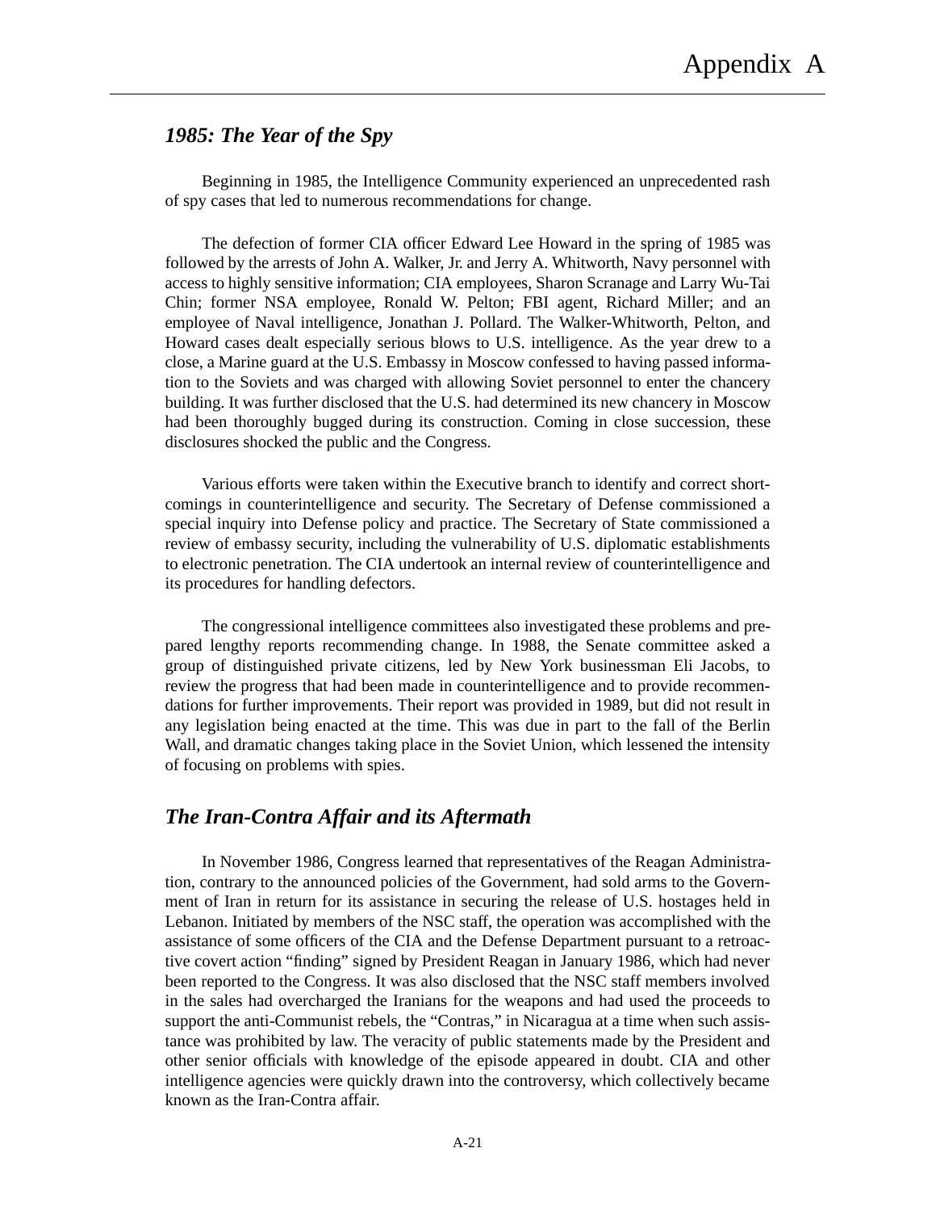## *1985: The Year of the Spy*

Beginning in 1985, the Intelligence Community experienced an unprecedented rash of spy cases that led to numerous recommendations for change.

The defection of former CIA officer Edward Lee Howard in the spring of 1985 was followed by the arrests of John A. Walker, Jr. and Jerry A. Whitworth, Navy personnel with access to highly sensitive information; CIA employees, Sharon Scranage and Larry Wu-Tai Chin; former NSA employee, Ronald W. Pelton; FBI agent, Richard Miller; and an employee of Naval intelligence, Jonathan J. Pollard. The Walker-Whitworth, Pelton, and Howard cases dealt especially serious blows to U.S. intelligence. As the year drew to a close, a Marine guard at the U.S. Embassy in Moscow confessed to having passed information to the Soviets and was charged with allowing Soviet personnel to enter the chancery building. It was further disclosed that the U.S. had determined its new chancery in Moscow had been thoroughly bugged during its construction. Coming in close succession, these disclosures shocked the public and the Congress.

Various efforts were taken within the Executive branch to identify and correct shortcomings in counterintelligence and security. The Secretary of Defense commissioned a special inquiry into Defense policy and practice. The Secretary of State commissioned a review of embassy security, including the vulnerability of U.S. diplomatic establishments to electronic penetration. The CIA undertook an internal review of counterintelligence and its procedures for handling defectors.

The congressional intelligence committees also investigated these problems and prepared lengthy reports recommending change. In 1988, the Senate committee asked a group of distinguished private citizens, led by New York businessman Eli Jacobs, to review the progress that had been made in counterintelligence and to provide recommendations for further improvements. Their report was provided in 1989, but did not result in any legislation being enacted at the time. This was due in part to the fall of the Berlin Wall, and dramatic changes taking place in the Soviet Union, which lessened the intensity of focusing on problems with spies.

## *The Iran-Contra Affair and its Aftermath*

In November 1986, Congress learned that representatives of the Reagan Administration, contrary to the announced policies of the Government, had sold arms to the Government of Iran in return for its assistance in securing the release of U.S. hostages held in Lebanon. Initiated by members of the NSC staff, the operation was accomplished with the assistance of some officers of the CIA and the Defense Department pursuant to a retroactive covert action "finding" signed by President Reagan in January 1986, which had never been reported to the Congress. It was also disclosed that the NSC staff members involved in the sales had overcharged the Iranians for the weapons and had used the proceeds to support the anti-Communist rebels, the "Contras," in Nicaragua at a time when such assistance was prohibited by law. The veracity of public statements made by the President and other senior officials with knowledge of the episode appeared in doubt. CIA and other intelligence agencies were quickly drawn into the controversy, which collectively became known as the Iran-Contra affair.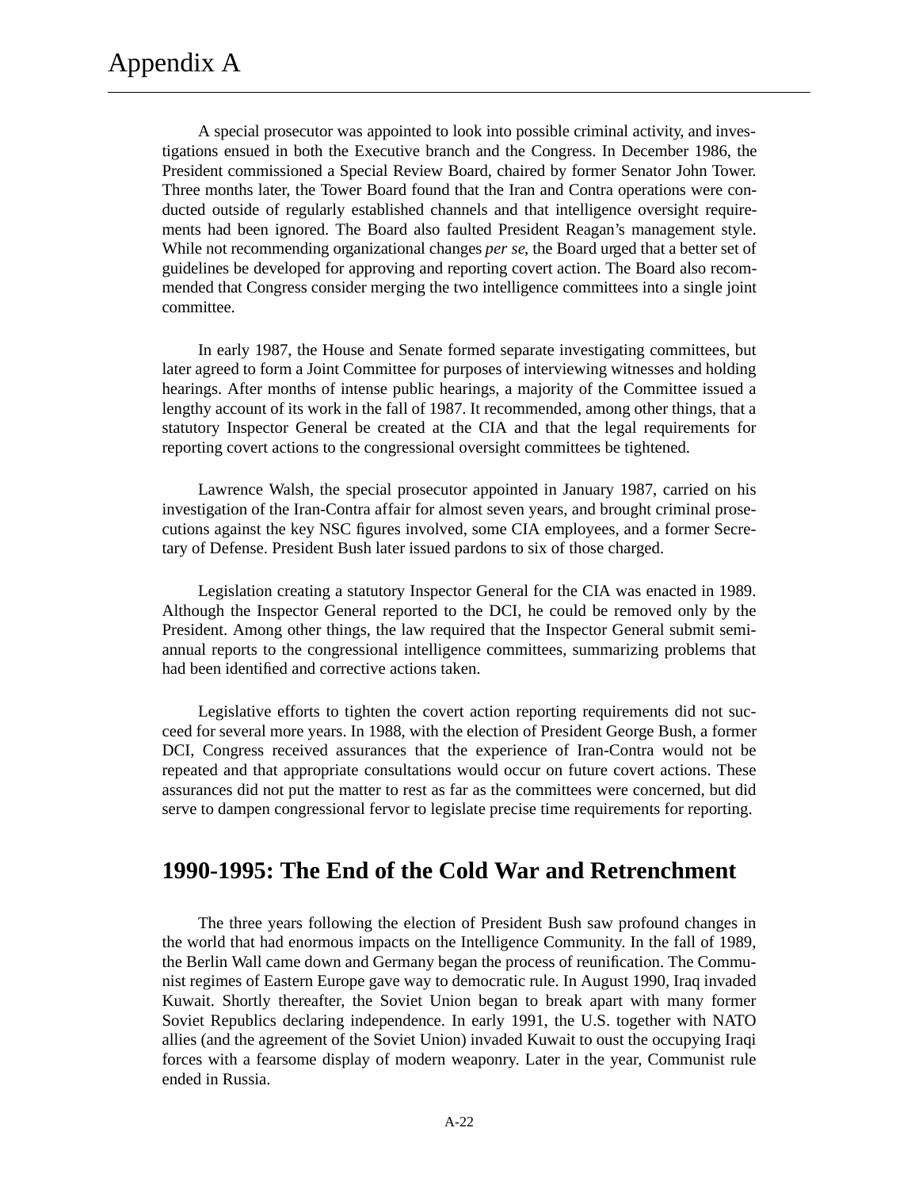A special prosecutor was appointed to look into possible criminal activity, and investigations ensued in both the Executive branch and the Congress. In December 1986, the President commissioned a Special Review Board, chaired by former Senator John Tower. Three months later, the Tower Board found that the Iran and Contra operations were conducted outside of regularly established channels and that intelligence oversight requirements had been ignored. The Board also faulted President Reagan's management style. While not recommending organizational changes *per se*, the Board urged that a better set of guidelines be developed for approving and reporting covert action. The Board also recommended that Congress consider merging the two intelligence committees into a single joint committee.

In early 1987, the House and Senate formed separate investigating committees, but later agreed to form a Joint Committee for purposes of interviewing witnesses and holding hearings. After months of intense public hearings, a majority of the Committee issued a lengthy account of its work in the fall of 1987. It recommended, among other things, that a statutory Inspector General be created at the CIA and that the legal requirements for reporting covert actions to the congressional oversight committees be tightened.

Lawrence Walsh, the special prosecutor appointed in January 1987, carried on his investigation of the Iran-Contra affair for almost seven years, and brought criminal prosecutions against the key NSC figures involved, some CIA employees, and a former Secretary of Defense. President Bush later issued pardons to six of those charged.

Legislation creating a statutory Inspector General for the CIA was enacted in 1989. Although the Inspector General reported to the DCI, he could be removed only by the President. Among other things, the law required that the Inspector General submit semi-annual reports to the congressional intelligence committees, summarizing problems that had been identified and corrective actions taken.

Legislative efforts to tighten the covert action reporting requirements did not succeed for several more years. In 1988, with the election of President George Bush, a former DCI, Congress received assurances that the experience of Iran-Contra would not be repeated and that appropriate consultations would occur on future covert actions. These assurances did not put the matter to rest as far as the committees were concerned, but did serve to dampen congressional fervor to legislate precise time requirements for reporting.

## 1990-1995: The End of the Cold War and Retrenchment

The three years following the election of President Bush saw profound changes in the world that had enormous impacts on the Intelligence Community. In the fall of 1989, the Berlin Wall came down and Germany began the process of reunification. The Communist regimes of Eastern Europe gave way to democratic rule. In August 1990, Iraq invaded Kuwait. Shortly thereafter, the Soviet Union began to break apart with many former Soviet Republics declaring independence. In early 1991, the U.S. together with NATO allies (and the agreement of the Soviet Union) invaded Kuwait to oust the occupying Iraqi forces with a fearsome display of modern weaponry. Later in the year, Communist rule ended in Russia.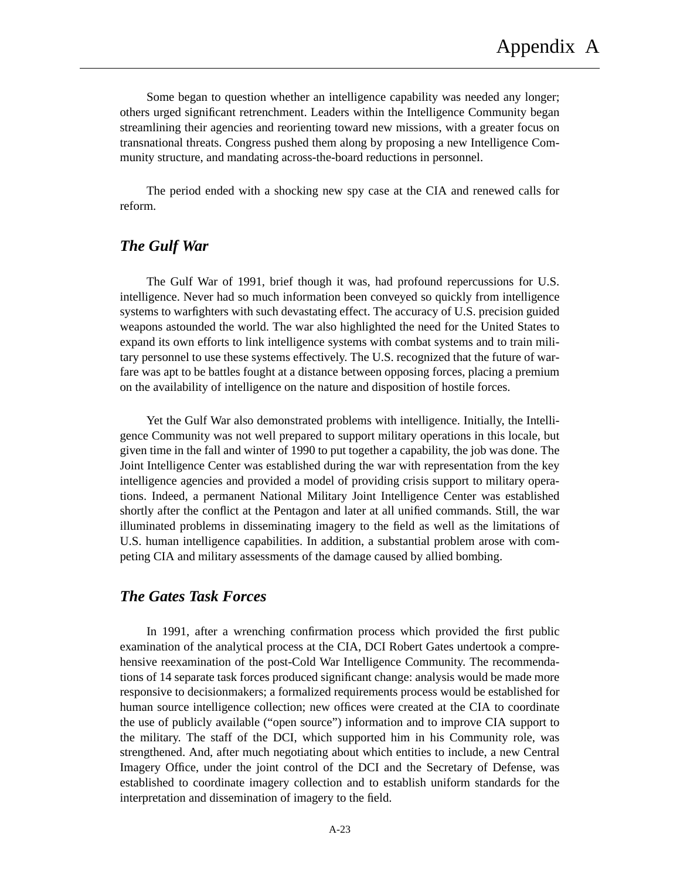Some began to question whether an intelligence capability was needed any longer; others urged significant retrenchment. Leaders within the Intelligence Community began streamlining their agencies and reorienting toward new missions, with a greater focus on transnational threats. Congress pushed them along by proposing a new Intelligence Community structure, and mandating across-the-board reductions in personnel.

The period ended with a shocking new spy case at the CIA and renewed calls for reform.

## *The Gulf War*

The Gulf War of 1991, brief though it was, had profound repercussions for U.S. intelligence. Never had so much information been conveyed so quickly from intelligence systems to warfighters with such devastating effect. The accuracy of U.S. precision guided weapons astounded the world. The war also highlighted the need for the United States to expand its own efforts to link intelligence systems with combat systems and to train military personnel to use these systems effectively. The U.S. recognized that the future of warfare was apt to be battles fought at a distance between opposing forces, placing a premium on the availability of intelligence on the nature and disposition of hostile forces.

Yet the Gulf War also demonstrated problems with intelligence. Initially, the Intelligence Community was not well prepared to support military operations in this locale, but given time in the fall and winter of 1990 to put together a capability, the job was done. The Joint Intelligence Center was established during the war with representation from the key intelligence agencies and provided a model of providing crisis support to military operations. Indeed, a permanent National Military Joint Intelligence Center was established shortly after the conflict at the Pentagon and later at all unified commands. Still, the war illuminated problems in disseminating imagery to the field as well as the limitations of U.S. human intelligence capabilities. In addition, a substantial problem arose with competing CIA and military assessments of the damage caused by allied bombing.

## *The Gates Task Forces*

In 1991, after a wrenching confirmation process which provided the first public examination of the analytical process at the CIA, DCI Robert Gates undertook a comprehensive reexamination of the post-Cold War Intelligence Community. The recommendations of 14 separate task forces produced significant change: analysis would be made more responsive to decisionmakers; a formalized requirements process would be established for human source intelligence collection; new offices were created at the CIA to coordinate the use of publicly available ("open source") information and to improve CIA support to the military. The staff of the DCI, which supported him in his Community role, was strengthened. And, after much negotiating about which entities to include, a new Central Imagery Office, under the joint control of the DCI and the Secretary of Defense, was established to coordinate imagery collection and to establish uniform standards for the interpretation and dissemination of imagery to the field.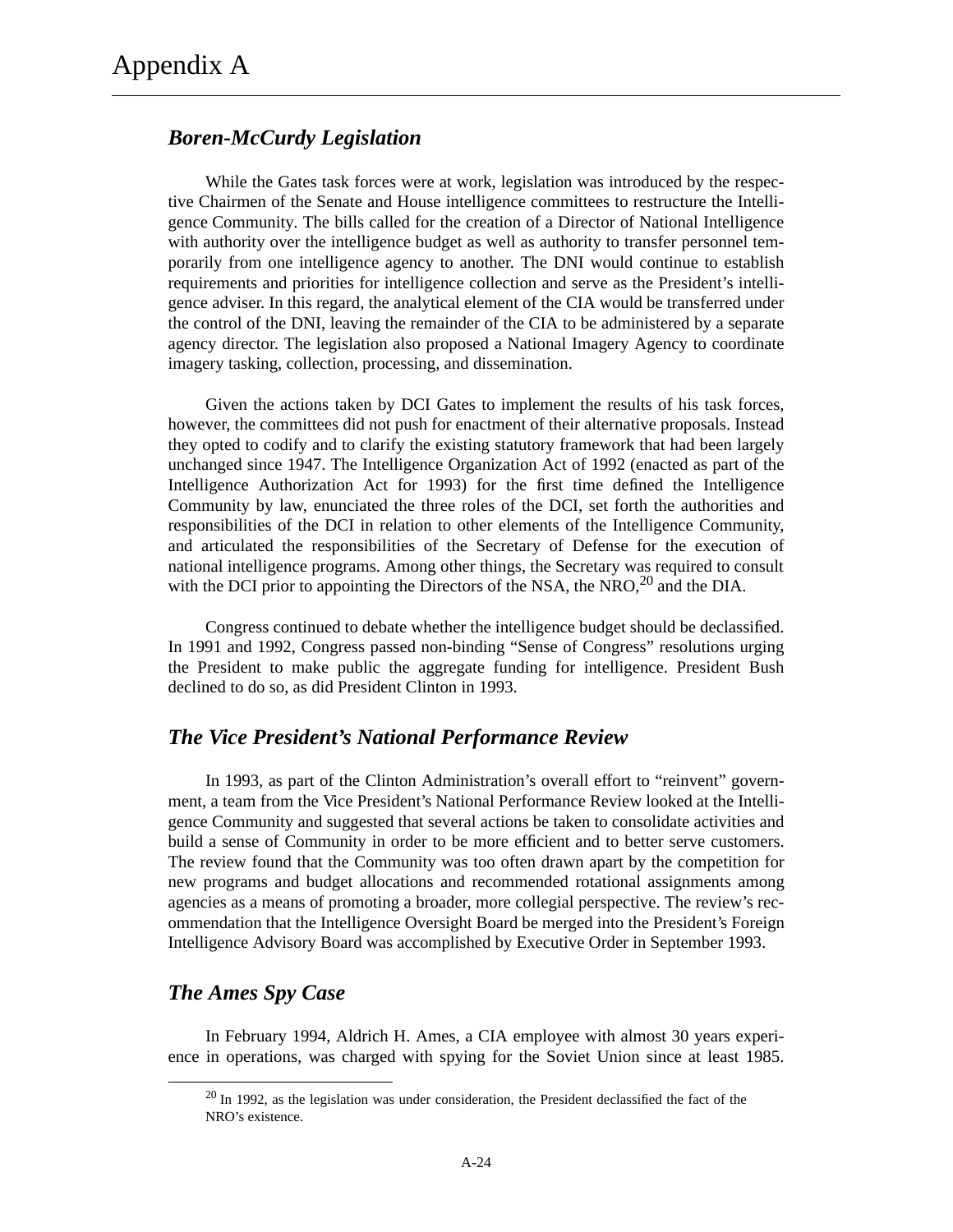## *Boren-McCurdy Legislation*

While the Gates task forces were at work, legislation was introduced by the respective Chairmen of the Senate and House intelligence committees to restructure the Intelligence Community. The bills called for the creation of a Director of National Intelligence with authority over the intelligence budget as well as authority to transfer personnel temporarily from one intelligence agency to another. The DNI would continue to establish requirements and priorities for intelligence collection and serve as the President's intelligence adviser. In this regard, the analytical element of the CIA would be transferred under the control of the DNI, leaving the remainder of the CIA to be administered by a separate agency director. The legislation also proposed a National Imagery Agency to coordinate imagery tasking, collection, processing, and dissemination.

Given the actions taken by DCI Gates to implement the results of his task forces, however, the committees did not push for enactment of their alternative proposals. Instead they opted to codify and to clarify the existing statutory framework that had been largely unchanged since 1947. The Intelligence Organization Act of 1992 (enacted as part of the Intelligence Authorization Act for 1993) for the first time defined the Intelligence Community by law, enunciated the three roles of the DCI, set forth the authorities and responsibilities of the DCI in relation to other elements of the Intelligence Community, and articulated the responsibilities of the Secretary of Defense for the execution of national intelligence programs. Among other things, the Secretary was required to consult with the DCI prior to appointing the Directors of the NSA, the NRO,[20] and the DIA.

Congress continued to debate whether the intelligence budget should be declassified. In 1991 and 1992, Congress passed non-binding "Sense of Congress" resolutions urging the President to make public the aggregate funding for intelligence. President Bush declined to do so, as did President Clinton in 1993.

## *The Vice President's National Performance Review*

In 1993, as part of the Clinton Administration's overall effort to "reinvent" government, a team from the Vice President's National Performance Review looked at the Intelligence Community and suggested that several actions be taken to consolidate activities and build a sense of Community in order to be more efficient and to better serve customers. The review found that the Community was too often drawn apart by the competition for new programs and budget allocations and recommended rotational assignments among agencies as a means of promoting a broader, more collegial perspective. The review's recommendation that the Intelligence Oversight Board be merged into the President's Foreign Intelligence Advisory Board was accomplished by Executive Order in September 1993.

## *The Ames Spy Case*

In February 1994, Aldrich H. Ames, a CIA employee with almost 30 years experience in operations, was charged with spying for the Soviet Union since at least 1985.

[20] In 1992, as the legislation was under consideration, the President declassified the fact of the NRO's existence.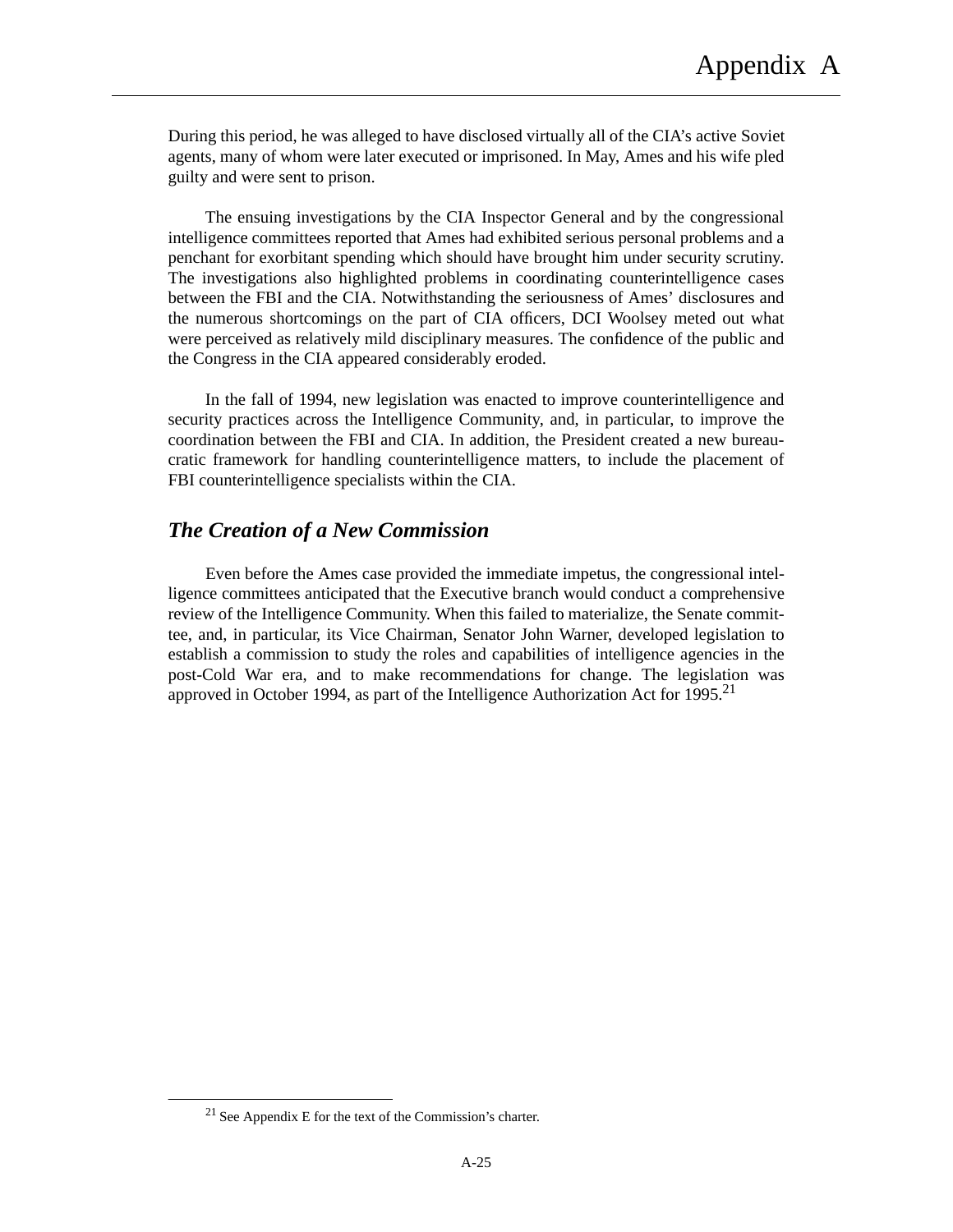During this period, he was alleged to have disclosed virtually all of the CIA's active Soviet agents, many of whom were later executed or imprisoned. In May, Ames and his wife pled guilty and were sent to prison.

The ensuing investigations by the CIA Inspector General and by the congressional intelligence committees reported that Ames had exhibited serious personal problems and a penchant for exorbitant spending which should have brought him under security scrutiny. The investigations also highlighted problems in coordinating counterintelligence cases between the FBI and the CIA. Notwithstanding the seriousness of Ames' disclosures and the numerous shortcomings on the part of CIA officers, DCI Woolsey meted out what were perceived as relatively mild disciplinary measures. The confidence of the public and the Congress in the CIA appeared considerably eroded.

In the fall of 1994, new legislation was enacted to improve counterintelligence and security practices across the Intelligence Community, and, in particular, to improve the coordination between the FBI and CIA. In addition, the President created a new bureaucratic framework for handling counterintelligence matters, to include the placement of FBI counterintelligence specialists within the CIA.

## *The Creation of a New Commission*

Even before the Ames case provided the immediate impetus, the congressional intelligence committees anticipated that the Executive branch would conduct a comprehensive review of the Intelligence Community. When this failed to materialize, the Senate committee, and, in particular, its Vice Chairman, Senator John Warner, developed legislation to establish a commission to study the roles and capabilities of intelligence agencies in the post-Cold War era, and to make recommendations for change. The legislation was approved in October 1994, as part of the Intelligence Authorization Act for 1995.[21]

[21] See Appendix E for the text of the Commission's charter.